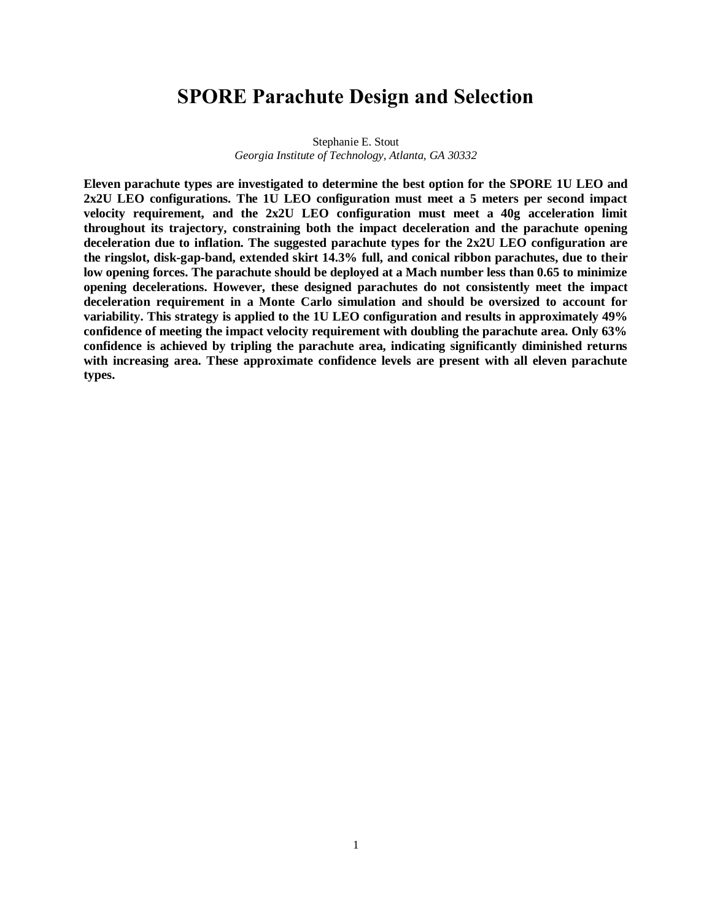# SPORE Parachute Design and Selection

Stephanie E. Stout
*Georgia Institute of Technology, Atlanta, GA 30332*

**Eleven parachute types are investigated to determine the best option for the SPORE 1U LEO and 2x2U LEO configurations. The 1U LEO configuration must meet a 5 meters per second impact velocity requirement, and the 2x2U LEO configuration must meet a 40g acceleration limit throughout its trajectory, constraining both the impact deceleration and the parachute opening deceleration due to inflation. The suggested parachute types for the 2x2U LEO configuration are the ringslot, disk-gap-band, extended skirt 14.3% full, and conical ribbon parachutes, due to their low opening forces. The parachute should be deployed at a Mach number less than 0.65 to minimize opening decelerations. However, these designed parachutes do not consistently meet the impact deceleration requirement in a Monte Carlo simulation and should be oversized to account for variability. This strategy is applied to the 1U LEO configuration and results in approximately 49% confidence of meeting the impact velocity requirement with doubling the parachute area. Only 63% confidence is achieved by tripling the parachute area, indicating significantly diminished returns with increasing area. These approximate confidence levels are present with all eleven parachute types.**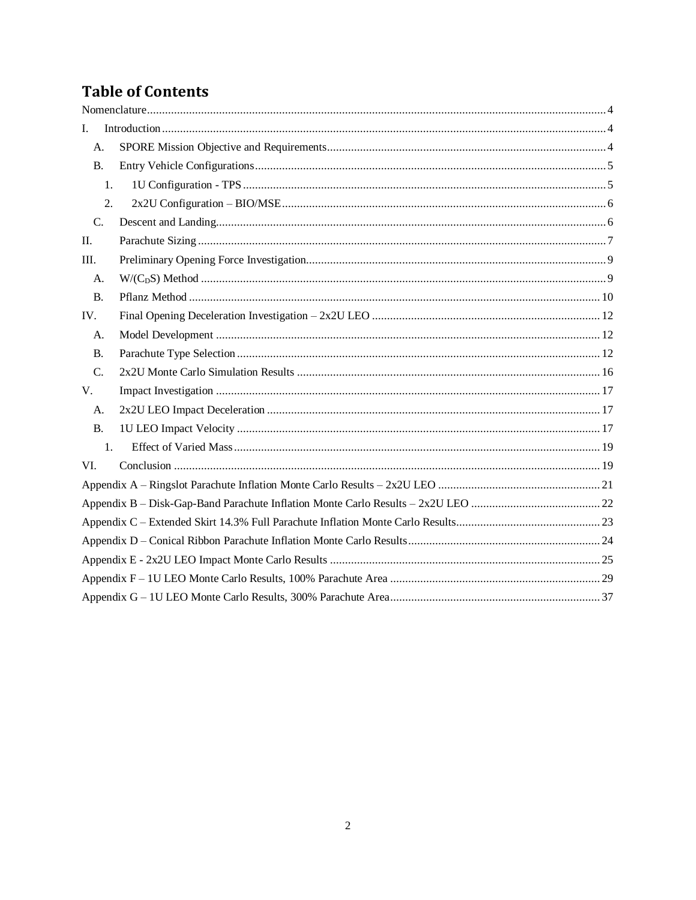# Table of Contents

Nomenclature ........ 4

I. Introduction ........ 4

- A. SPORE Mission Objective and Requirements ........ 4
- B. Entry Vehicle Configurations ........ 5
  - 1. 1U Configuration - TPS ........ 5
  - 2. 2x2U Configuration – BIO/MSE ........ 6
- C. Descent and Landing ........ 6

II. Parachute Sizing ........ 7

III. Preliminary Opening Force Investigation ........ 9

- A. $W/(C_DS)$ Method ........ 9
- B. Pflanz Method ........ 10

IV. Final Opening Deceleration Investigation – 2x2U LEO ........ 12

- A. Model Development ........ 12
- B. Parachute Type Selection ........ 12
- C. 2x2U Monte Carlo Simulation Results ........ 16

V. Impact Investigation ........ 17

- A. 2x2U LEO Impact Deceleration ........ 17
- B. 1U LEO Impact Velocity ........ 17
  - 1. Effect of Varied Mass ........ 19

VI. Conclusion ........ 19

Appendix A – Ringslot Parachute Inflation Monte Carlo Results – 2x2U LEO ........ 21

Appendix B – Disk-Gap-Band Parachute Inflation Monte Carlo Results – 2x2U LEO ........ 22

Appendix C – Extended Skirt 14.3% Full Parachute Inflation Monte Carlo Results ........ 23

Appendix D – Conical Ribbon Parachute Inflation Monte Carlo Results ........ 24

Appendix E - 2x2U LEO Impact Monte Carlo Results ........ 25

Appendix F – 1U LEO Monte Carlo Results, 100% Parachute Area ........ 29

Appendix G – 1U LEO Monte Carlo Results, 300% Parachute Area ........ 37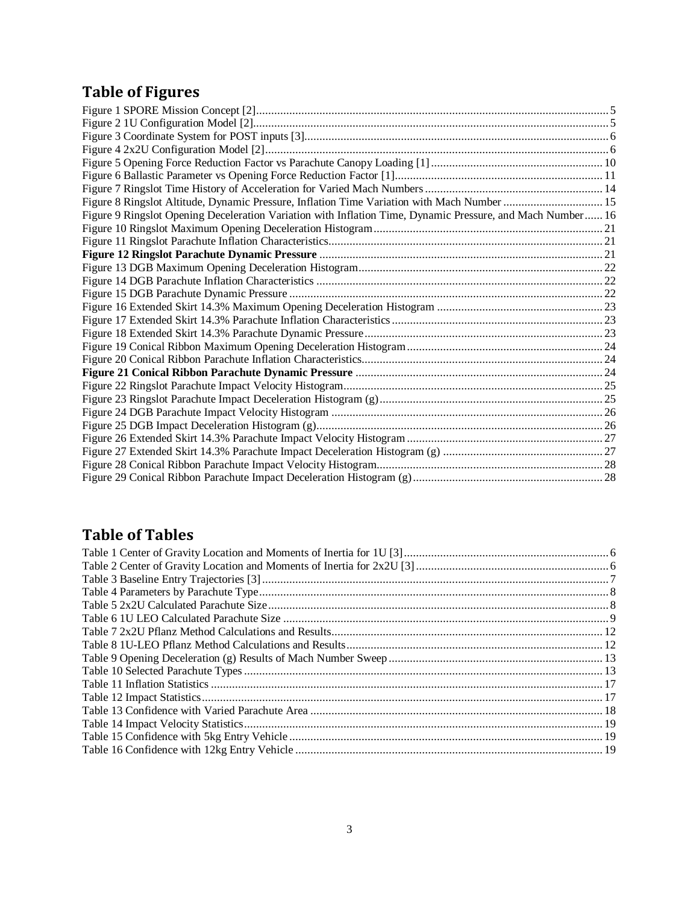## Table of Figures

Figure 1 SPORE Mission Concept [2]....................................................................................................................5
Figure 2 1U Configuration Model [2]...................................................................................................................5
Figure 3 Coordinate System for POST inputs [3]...............................................................................................6
Figure 4 2x2U Configuration Model [2]...............................................................................................................6
Figure 5 Opening Force Reduction Factor vs Parachute Canopy Loading [1]...................................................10
Figure 6 Ballastic Parameter vs Opening Force Reduction Factor [1]...............................................................11
Figure 7 Ringslot Time History of Acceleration for Varied Mach Numbers......................................................14
Figure 8 Ringslot Altitude, Dynamic Pressure, Inflation Time Variation with Mach Number ...........................15
Figure 9 Ringslot Opening Deceleration Variation with Inflation Time, Dynamic Pressure, and Mach Number......16
Figure 10 Ringslot Maximum Opening Deceleration Histogram.......................................................................21
Figure 11 Ringslot Parachute Inflation Characteristics......................................................................................21
**Figure 12 Ringslot Parachute Dynamic Pressure** ...........................................................................................21
Figure 13 DGB Maximum Opening Deceleration Histogram............................................................................22
Figure 14 DGB Parachute Inflation Characteristics ..........................................................................................22
Figure 15 DGB Parachute Dynamic Pressure ....................................................................................................22
Figure 16 Extended Skirt 14.3% Maximum Opening Deceleration Histogram ..................................................23
Figure 17 Extended Skirt 14.3% Parachute Inflation Characteristics.................................................................23
Figure 18 Extended Skirt 14.3% Parachute Dynamic Pressure..........................................................................23
Figure 19 Conical Ribbon Maximum Opening Deceleration Histogram............................................................24
Figure 20 Conical Ribbon Parachute Inflation Characteristics...........................................................................24
**Figure 21 Conical Ribbon Parachute Dynamic Pressure** ...............................................................................24
Figure 22 Ringslot Parachute Impact Velocity Histogram.................................................................................25
Figure 23 Ringslot Parachute Impact Deceleration Histogram (g).....................................................................25
Figure 24 DGB Parachute Impact Velocity Histogram ......................................................................................26
Figure 25 DGB Impact Deceleration Histogram (g)...........................................................................................26
Figure 26 Extended Skirt 14.3% Parachute Impact Velocity Histogram ............................................................27
Figure 27 Extended Skirt 14.3% Parachute Impact Deceleration Histogram (g) ................................................27
Figure 28 Conical Ribbon Parachute Impact Velocity Histogram......................................................................28
Figure 29 Conical Ribbon Parachute Impact Deceleration Histogram (g)..........................................................28

## Table of Tables

Table 1 Center of Gravity Location and Moments of Inertia for 1U [3].................................................................6
Table 2 Center of Gravity Location and Moments of Inertia for 2x2U [3].............................................................6
Table 3 Baseline Entry Trajectories [3]...............................................................................................................7
Table 4 Parameters by Parachute Type...............................................................................................................8
Table 5 2x2U Calculated Parachute Size.............................................................................................................8
Table 6 1U LEO Calculated Parachute Size ........................................................................................................9
Table 7 2x2U Pflanz Method Calculations and Results......................................................................................12
Table 8 1U-LEO Pflanz Method Calculations and Results.................................................................................12
Table 9 Opening Deceleration (g) Results of Mach Number Sweep...................................................................13
Table 10 Selected Parachute Types ....................................................................................................................13
Table 11 Inflation Statistics ...............................................................................................................................17
Table 12 Impact Statistics..................................................................................................................................17
Table 13 Confidence with Varied Parachute Area .............................................................................................18
Table 14 Impact Velocity Statistics....................................................................................................................19
Table 15 Confidence with 5kg Entry Vehicle.....................................................................................................19
Table 16 Confidence with 12kg Entry Vehicle ..................................................................................................19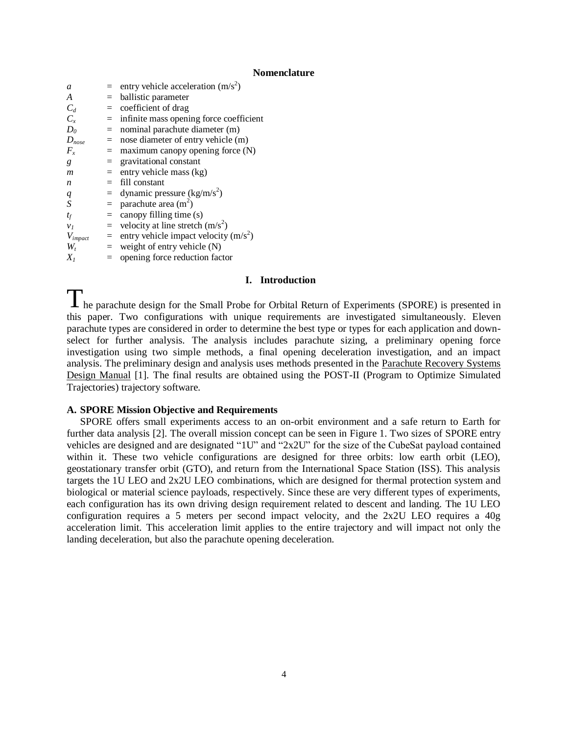## Nomenclature

| | | |
|---|---|---|
| $a$ | = | entry vehicle acceleration (m/s$^2$) |
| $A$ | = | ballistic parameter |
| $C_d$ | = | coefficient of drag |
| $C_x$ | = | infinite mass opening force coefficient |
| $D_0$ | = | nominal parachute diameter (m) |
| $D_{nose}$ | = | nose diameter of entry vehicle (m) |
| $F_x$ | = | maximum canopy opening force (N) |
| $g$ | = | gravitational constant |
| $m$ | = | entry vehicle mass (kg) |
| $n$ | = | fill constant |
| $q$ | = | dynamic pressure (kg/m/s$^2$) |
| $S$ | = | parachute area (m$^2$) |
| $t_f$ | = | canopy filling time (s) |
| $v_1$ | = | velocity at line stretch (m/s$^2$) |
| $V_{impact}$ | = | entry vehicle impact velocity (m/s$^2$) |
| $W_t$ | = | weight of entry vehicle (N) |
| $X_1$ | = | opening force reduction factor |

# I. Introduction

The parachute design for the Small Probe for Orbital Return of Experiments (SPORE) is presented in this paper. Two configurations with unique requirements are investigated simultaneously. Eleven parachute types are considered in order to determine the best type or types for each application and down-select for further analysis. The analysis includes parachute sizing, a preliminary opening force investigation using two simple methods, a final opening deceleration investigation, and an impact analysis. The preliminary design and analysis uses methods presented in the Parachute Recovery Systems Design Manual [1]. The final results are obtained using the POST-II (Program to Optimize Simulated Trajectories) trajectory software.

## A. SPORE Mission Objective and Requirements

SPORE offers small experiments access to an on-orbit environment and a safe return to Earth for further data analysis [2]. The overall mission concept can be seen in Figure 1. Two sizes of SPORE entry vehicles are designed and are designated "1U" and "2x2U" for the size of the CubeSat payload contained within it. These two vehicle configurations are designed for three orbits: low earth orbit (LEO), geostationary transfer orbit (GTO), and return from the International Space Station (ISS). This analysis targets the 1U LEO and 2x2U LEO combinations, which are designed for thermal protection system and biological or material science payloads, respectively. Since these are very different types of experiments, each configuration has its own driving design requirement related to descent and landing. The 1U LEO configuration requires a 5 meters per second impact velocity, and the 2x2U LEO requires a 40g acceleration limit. This acceleration limit applies to the entire trajectory and will impact not only the landing deceleration, but also the parachute opening deceleration.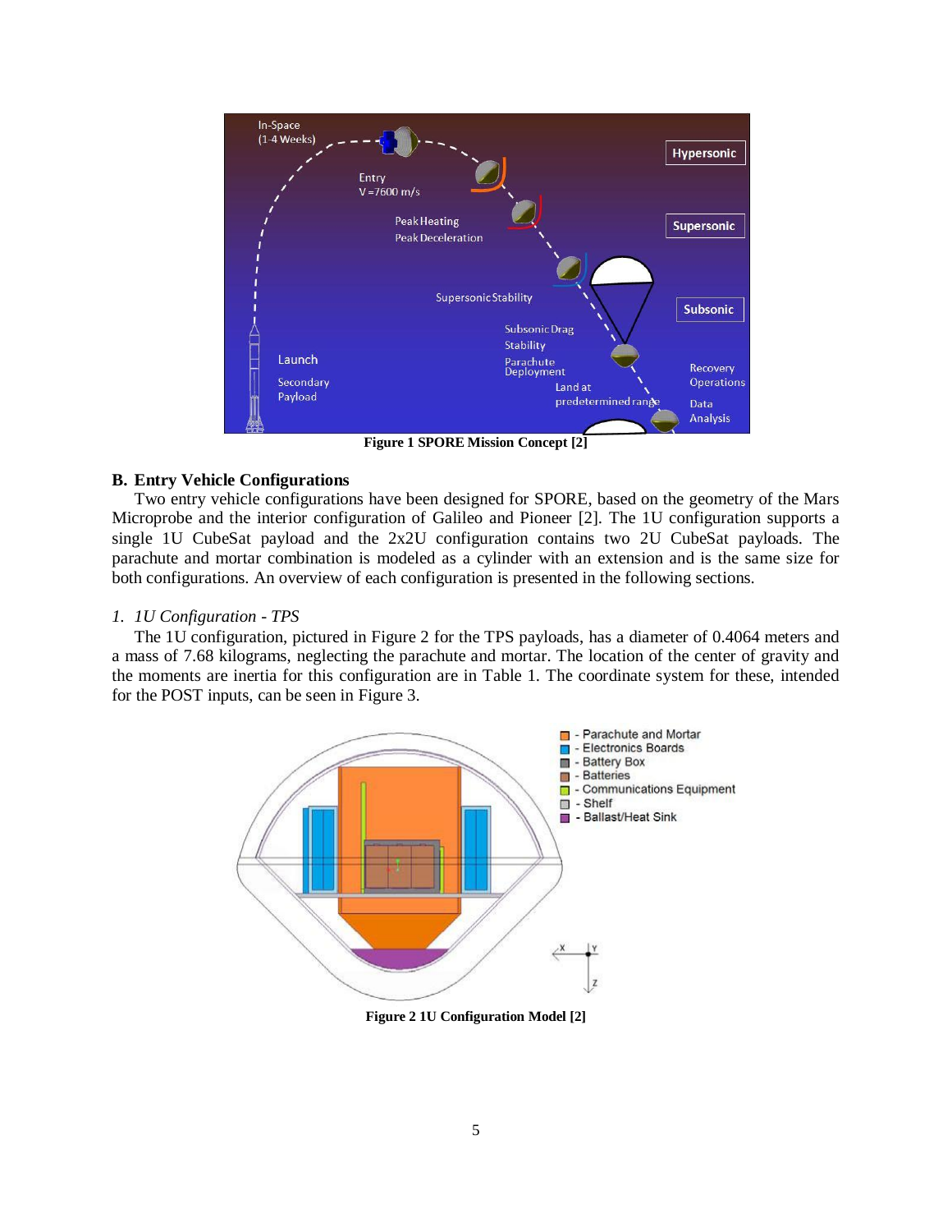Figure 1 SPORE Mission Concept [2]

## B. Entry Vehicle Configurations

Two entry vehicle configurations have been designed for SPORE, based on the geometry of the Mars Microprobe and the interior configuration of Galileo and Pioneer [2]. The 1U configuration supports a single 1U CubeSat payload and the 2x2U configuration contains two 2U CubeSat payloads. The parachute and mortar combination is modeled as a cylinder with an extension and is the same size for both configurations. An overview of each configuration is presented in the following sections.

### *1. 1U Configuration - TPS*

The 1U configuration, pictured in Figure 2 for the TPS payloads, has a diameter of 0.4064 meters and a mass of 7.68 kilograms, neglecting the parachute and mortar. The location of the center of gravity and the moments are inertia for this configuration are in Table 1. The coordinate system for these, intended for the POST inputs, can be seen in Figure 3.

Figure 2 1U Configuration Model [2]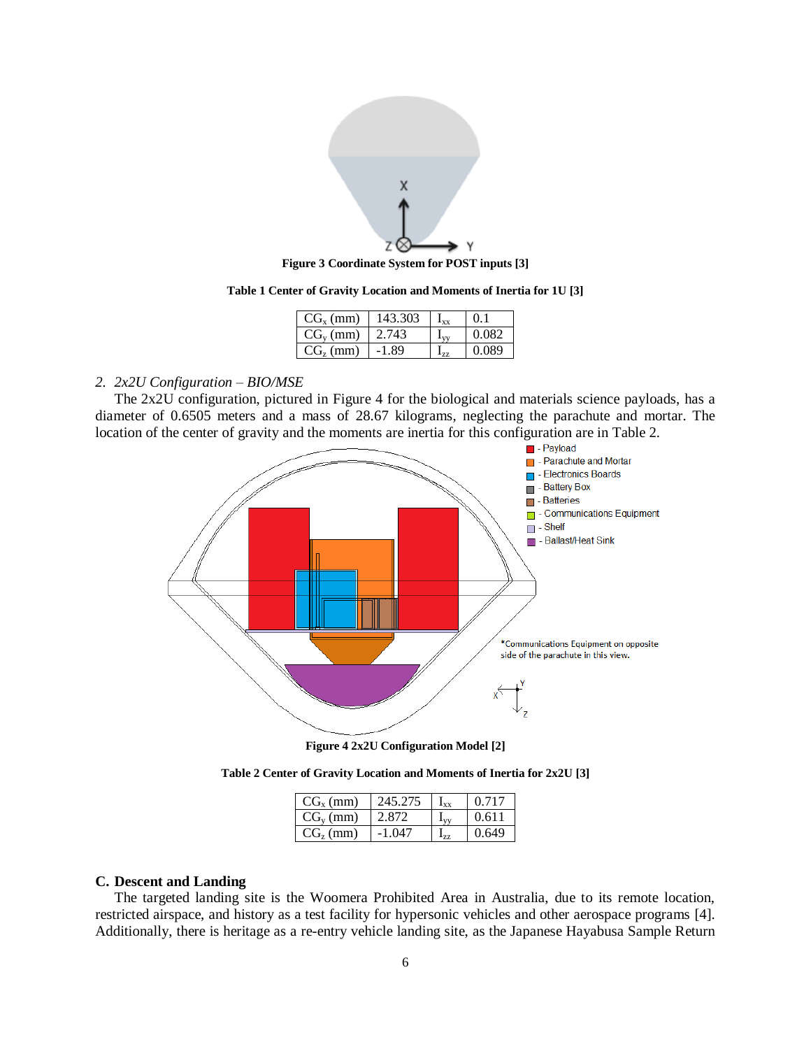Figure 3 Coordinate System for POST inputs [3]

**Table 1 Center of Gravity Location and Moments of Inertia for 1U [3]**

| | | | |
|---|---|---|---|
| $CG_x$ (mm) | 143.303 | $I_{xx}$ | 0.1 |
| $CG_y$ (mm) | 2.743 | $I_{yy}$ | 0.082 |
| $CG_z$ (mm) | -1.89 | $I_{zz}$ | 0.089 |

*2. 2x2U Configuration – BIO/MSE*

The 2x2U configuration, pictured in Figure 4 for the biological and materials science payloads, has a diameter of 0.6505 meters and a mass of 28.67 kilograms, neglecting the parachute and mortar. The location of the center of gravity and the moments are inertia for this configuration are in Table 2.

Figure 4 2x2U Configuration Model [2]

**Table 2 Center of Gravity Location and Moments of Inertia for 2x2U [3]**

| | | | |
|---|---|---|---|
| $CG_x$ (mm) | 245.275 | $I_{xx}$ | 0.717 |
| $CG_y$ (mm) | 2.872 | $I_{yy}$ | 0.611 |
| $CG_z$ (mm) | -1.047 | $I_{zz}$ | 0.649 |

### C. Descent and Landing

The targeted landing site is the Woomera Prohibited Area in Australia, due to its remote location, restricted airspace, and history as a test facility for hypersonic vehicles and other aerospace programs [4]. Additionally, there is heritage as a re-entry vehicle landing site, as the Japanese Hayabusa Sample Return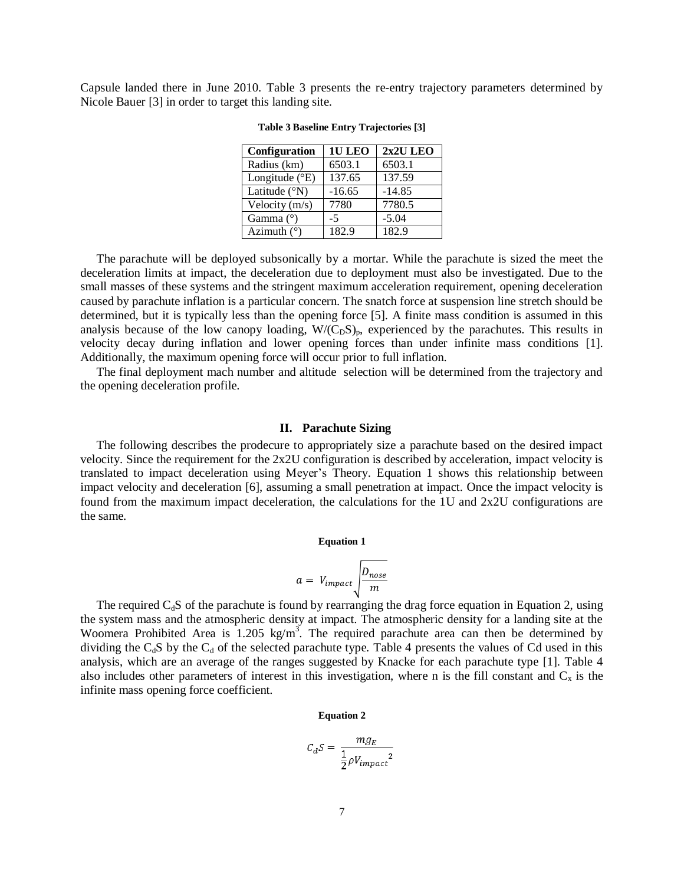Capsule landed there in June 2010. Table 3 presents the re-entry trajectory parameters determined by Nicole Bauer [3] in order to target this landing site.

**Table 3 Baseline Entry Trajectories [3]**

| Configuration | 1U LEO | 2x2U LEO |
|---|---|---|
| Radius (km) | 6503.1 | 6503.1 |
| Longitude (°E) | 137.65 | 137.59 |
| Latitude (°N) | -16.65 | -14.85 |
| Velocity (m/s) | 7780 | 7780.5 |
| Gamma (°) | -5 | -5.04 |
| Azimuth (°) | 182.9 | 182.9 |

The parachute will be deployed subsonically by a mortar. While the parachute is sized the meet the deceleration limits at impact, the deceleration due to deployment must also be investigated. Due to the small masses of these systems and the stringent maximum acceleration requirement, opening deceleration caused by parachute inflation is a particular concern. The snatch force at suspension line stretch should be determined, but it is typically less than the opening force [5]. A finite mass condition is assumed in this analysis because of the low canopy loading, $W/(C_DS)_p$, experienced by the parachutes. This results in velocity decay during inflation and lower opening forces than under infinite mass conditions [1]. Additionally, the maximum opening force will occur prior to full inflation.

The final deployment mach number and altitude selection will be determined from the trajectory and the opening deceleration profile.

## II. Parachute Sizing

The following describes the prodecure to appropriately size a parachute based on the desired impact velocity. Since the requirement for the 2x2U configuration is described by acceleration, impact velocity is translated to impact deceleration using Meyer's Theory. Equation 1 shows this relationship between impact velocity and deceleration [6], assuming a small penetration at impact. Once the impact velocity is found from the maximum impact deceleration, the calculations for the 1U and 2x2U configurations are the same.

**Equation 1**

$$a = V_{impact}\sqrt{\frac{D_{nose}}{m}}$$

The required $C_dS$ of the parachute is found by rearranging the drag force equation in Equation 2, using the system mass and the atmospheric density at impact. The atmospheric density for a landing site at the Woomera Prohibited Area is 1.205 kg/m$^3$. The required parachute area can then be determined by dividing the $C_dS$ by the $C_d$ of the selected parachute type. Table 4 presents the values of Cd used in this analysis, which are an average of the ranges suggested by Knacke for each parachute type [1]. Table 4 also includes other parameters of interest in this investigation, where n is the fill constant and $C_x$ is the infinite mass opening force coefficient.

**Equation 2**

$$C_dS = \frac{mg_E}{\frac{1}{2}\rho V_{impact}{}^2}$$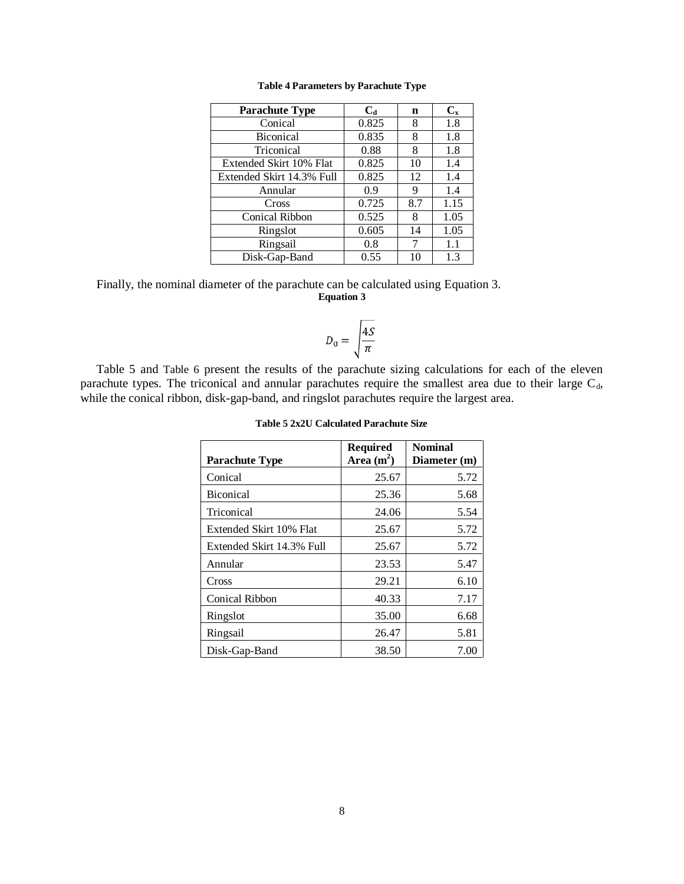**Table 4 Parameters by Parachute Type**

| Parachute Type | $C_d$ | n | $C_x$ |
|---|---|---|---|
| Conical | 0.825 | 8 | 1.8 |
| Biconical | 0.835 | 8 | 1.8 |
| Triconical | 0.88 | 8 | 1.8 |
| Extended Skirt 10% Flat | 0.825 | 10 | 1.4 |
| Extended Skirt 14.3% Full | 0.825 | 12 | 1.4 |
| Annular | 0.9 | 9 | 1.4 |
| Cross | 0.725 | 8.7 | 1.15 |
| Conical Ribbon | 0.525 | 8 | 1.05 |
| Ringslot | 0.605 | 14 | 1.05 |
| Ringsail | 0.8 | 7 | 1.1 |
| Disk-Gap-Band | 0.55 | 10 | 1.3 |

Finally, the nominal diameter of the parachute can be calculated using Equation 3.

**Equation 3**

$$D_0 = \sqrt{\frac{4S}{\pi}}$$

Table 5 and Table 6 present the results of the parachute sizing calculations for each of the eleven parachute types. The triconical and annular parachutes require the smallest area due to their large $C_d$, while the conical ribbon, disk-gap-band, and ringslot parachutes require the largest area.

**Table 5 2x2U Calculated Parachute Size**

| Parachute Type | Required Area ($m^2$) | Nominal Diameter (m) |
|---|---|---|
| Conical | 25.67 | 5.72 |
| Biconical | 25.36 | 5.68 |
| Triconical | 24.06 | 5.54 |
| Extended Skirt 10% Flat | 25.67 | 5.72 |
| Extended Skirt 14.3% Full | 25.67 | 5.72 |
| Annular | 23.53 | 5.47 |
| Cross | 29.21 | 6.10 |
| Conical Ribbon | 40.33 | 7.17 |
| Ringslot | 35.00 | 6.68 |
| Ringsail | 26.47 | 5.81 |
| Disk-Gap-Band | 38.50 | 7.00 |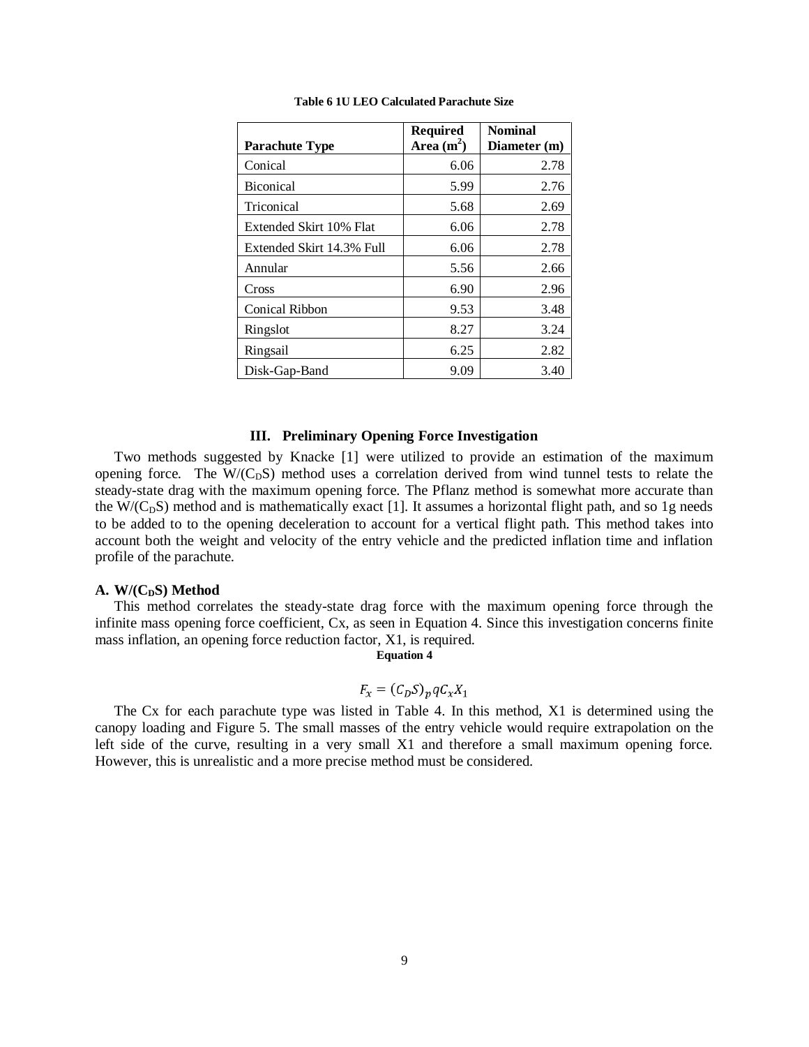**Table 6 1U LEO Calculated Parachute Size**

| Parachute Type | Required Area ($m^2$) | Nominal Diameter (m) |
|---|---|---|
| Conical | 6.06 | 2.78 |
| Biconical | 5.99 | 2.76 |
| Triconical | 5.68 | 2.69 |
| Extended Skirt 10% Flat | 6.06 | 2.78 |
| Extended Skirt 14.3% Full | 6.06 | 2.78 |
| Annular | 5.56 | 2.66 |
| Cross | 6.90 | 2.96 |
| Conical Ribbon | 9.53 | 3.48 |
| Ringslot | 8.27 | 3.24 |
| Ringsail | 6.25 | 2.82 |
| Disk-Gap-Band | 9.09 | 3.40 |

## III. Preliminary Opening Force Investigation

Two methods suggested by Knacke [1] were utilized to provide an estimation of the maximum opening force. The $W/(C_DS)$ method uses a correlation derived from wind tunnel tests to relate the steady-state drag with the maximum opening force. The Pflanz method is somewhat more accurate than the $W/(C_DS)$ method and is mathematically exact [1]. It assumes a horizontal flight path, and so 1g needs to be added to to the opening deceleration to account for a vertical flight path. This method takes into account both the weight and velocity of the entry vehicle and the predicted inflation time and inflation profile of the parachute.

### A. $W/(C_DS)$ Method

This method correlates the steady-state drag force with the maximum opening force through the infinite mass opening force coefficient, Cx, as seen in Equation 4. Since this investigation concerns finite mass inflation, an opening force reduction factor, X1, is required.

**Equation 4**

$$F_x = (C_DS)_p q C_x X_1$$

The Cx for each parachute type was listed in Table 4. In this method, X1 is determined using the canopy loading and Figure 5. The small masses of the entry vehicle would require extrapolation on the left side of the curve, resulting in a very small X1 and therefore a small maximum opening force. However, this is unrealistic and a more precise method must be considered.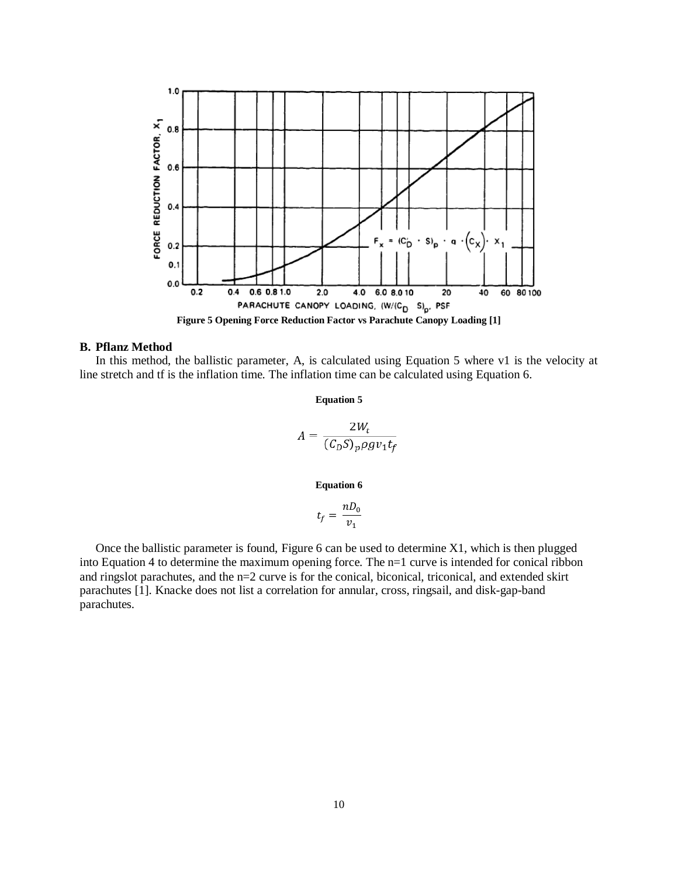Figure 5 Opening Force Reduction Factor vs Parachute Canopy Loading [1]

### B. Pflanz Method

In this method, the ballistic parameter, A, is calculated using Equation 5 where v1 is the velocity at line stretch and tf is the inflation time. The inflation time can be calculated using Equation 6.

**Equation 5**

$$A = \frac{2W_t}{(C_D S)_p \rho g v_1 t_f}$$

**Equation 6**

$$t_f = \frac{nD_0}{v_1}$$

Once the ballistic parameter is found, Figure 6 can be used to determine X1, which is then plugged into Equation 4 to determine the maximum opening force. The n=1 curve is intended for conical ribbon and ringslot parachutes, and the n=2 curve is for the conical, biconical, triconical, and extended skirt parachutes [1]. Knacke does not list a correlation for annular, cross, ringsail, and disk-gap-band parachutes.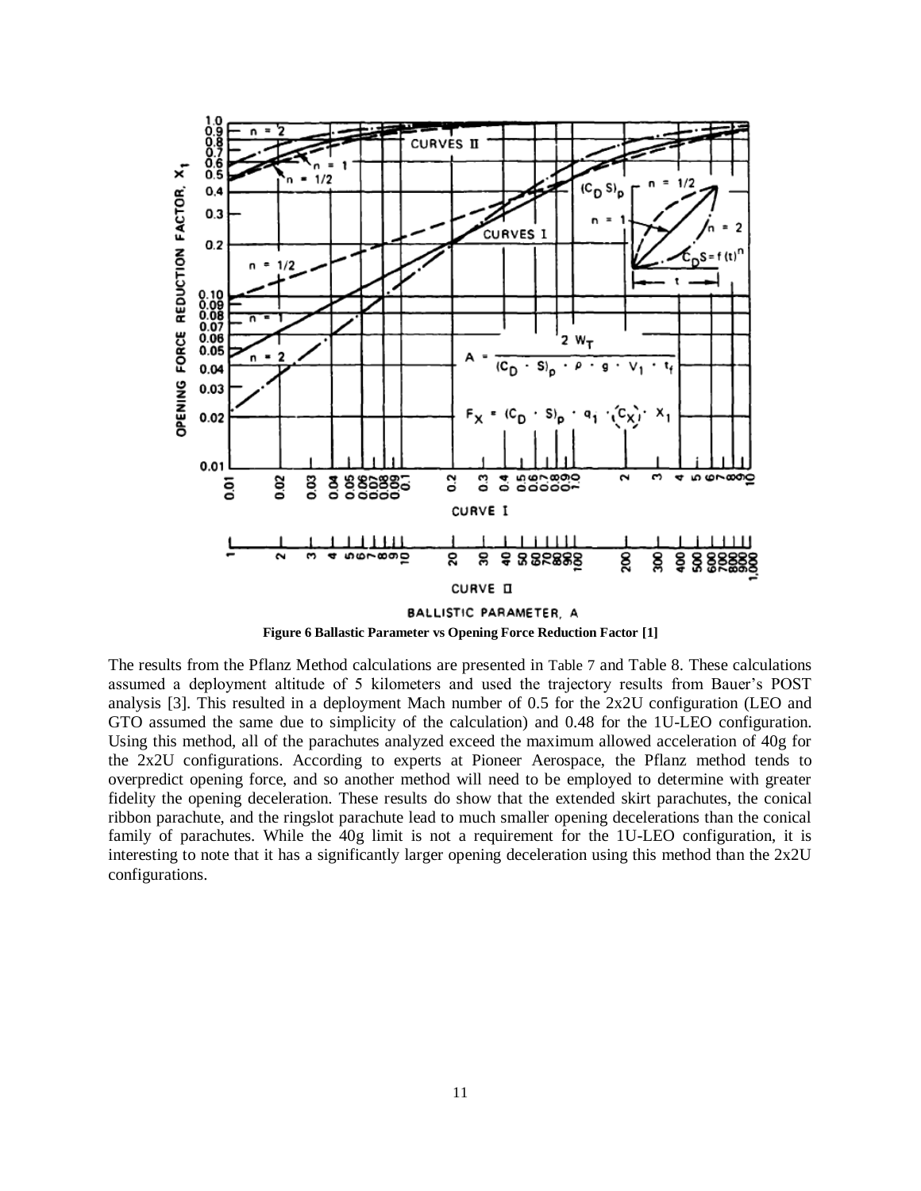Figure 6 Ballastic Parameter vs Opening Force Reduction Factor [1]

The results from the Pflanz Method calculations are presented in Table 7 and Table 8. These calculations assumed a deployment altitude of 5 kilometers and used the trajectory results from Bauer's POST analysis [3]. This resulted in a deployment Mach number of 0.5 for the 2x2U configuration (LEO and GTO assumed the same due to simplicity of the calculation) and 0.48 for the 1U-LEO configuration. Using this method, all of the parachutes analyzed exceed the maximum allowed acceleration of 40g for the 2x2U configurations. According to experts at Pioneer Aerospace, the Pflanz method tends to overpredict opening force, and so another method will need to be employed to determine with greater fidelity the opening deceleration. These results do show that the extended skirt parachutes, the conical ribbon parachute, and the ringslot parachute lead to much smaller opening decelerations than the conical family of parachutes. While the 40g limit is not a requirement for the 1U-LEO configuration, it is interesting to note that it has a significantly larger opening deceleration using this method than the 2x2U configurations.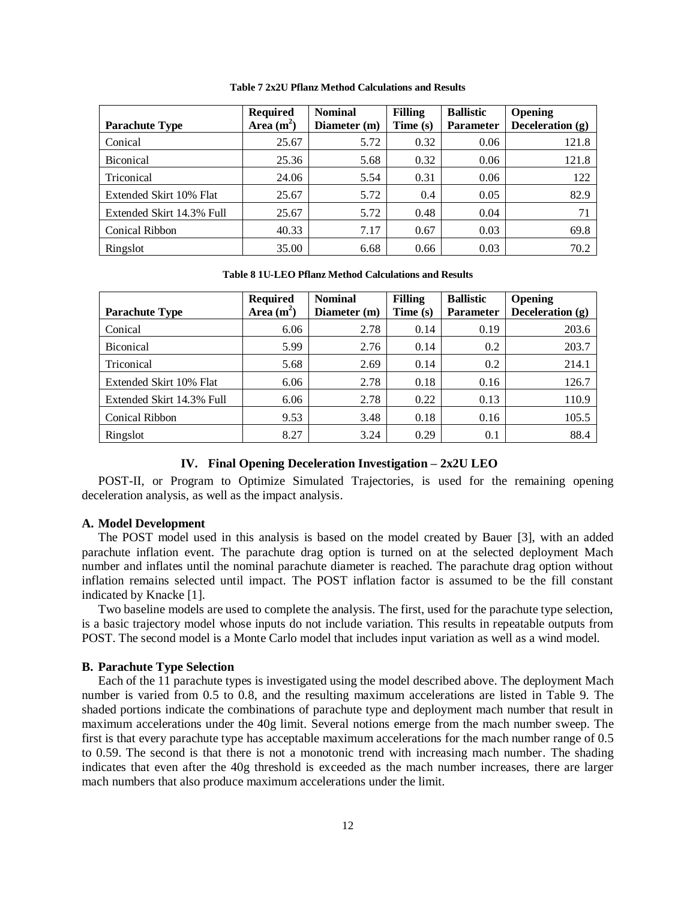**Table 7 2x2U Pflanz Method Calculations and Results**

| Parachute Type | Required Area ($m^2$) | Nominal Diameter (m) | Filling Time (s) | Ballistic Parameter | Opening Deceleration (g) |
|---|---|---|---|---|---|
| Conical | 25.67 | 5.72 | 0.32 | 0.06 | 121.8 |
| Biconical | 25.36 | 5.68 | 0.32 | 0.06 | 121.8 |
| Triconical | 24.06 | 5.54 | 0.31 | 0.06 | 122 |
| Extended Skirt 10% Flat | 25.67 | 5.72 | 0.4 | 0.05 | 82.9 |
| Extended Skirt 14.3% Full | 25.67 | 5.72 | 0.48 | 0.04 | 71 |
| Conical Ribbon | 40.33 | 7.17 | 0.67 | 0.03 | 69.8 |
| Ringslot | 35.00 | 6.68 | 0.66 | 0.03 | 70.2 |

**Table 8 1U-LEO Pflanz Method Calculations and Results**

| Parachute Type | Required Area ($m^2$) | Nominal Diameter (m) | Filling Time (s) | Ballistic Parameter | Opening Deceleration (g) |
|---|---|---|---|---|---|
| Conical | 6.06 | 2.78 | 0.14 | 0.19 | 203.6 |
| Biconical | 5.99 | 2.76 | 0.14 | 0.2 | 203.7 |
| Triconical | 5.68 | 2.69 | 0.14 | 0.2 | 214.1 |
| Extended Skirt 10% Flat | 6.06 | 2.78 | 0.18 | 0.16 | 126.7 |
| Extended Skirt 14.3% Full | 6.06 | 2.78 | 0.22 | 0.13 | 110.9 |
| Conical Ribbon | 9.53 | 3.48 | 0.18 | 0.16 | 105.5 |
| Ringslot | 8.27 | 3.24 | 0.29 | 0.1 | 88.4 |

## IV. Final Opening Deceleration Investigation – 2x2U LEO

POST-II, or Program to Optimize Simulated Trajectories, is used for the remaining opening deceleration analysis, as well as the impact analysis.

### A. Model Development

The POST model used in this analysis is based on the model created by Bauer [3], with an added parachute inflation event. The parachute drag option is turned on at the selected deployment Mach number and inflates until the nominal parachute diameter is reached. The parachute drag option without inflation remains selected until impact. The POST inflation factor is assumed to be the fill constant indicated by Knacke [1].

Two baseline models are used to complete the analysis. The first, used for the parachute type selection, is a basic trajectory model whose inputs do not include variation. This results in repeatable outputs from POST. The second model is a Monte Carlo model that includes input variation as well as a wind model.

### B. Parachute Type Selection

Each of the 11 parachute types is investigated using the model described above. The deployment Mach number is varied from 0.5 to 0.8, and the resulting maximum accelerations are listed in Table 9. The shaded portions indicate the combinations of parachute type and deployment mach number that result in maximum accelerations under the 40g limit. Several notions emerge from the mach number sweep. The first is that every parachute type has acceptable maximum accelerations for the mach number range of 0.5 to 0.59. The second is that there is not a monotonic trend with increasing mach number. The shading indicates that even after the 40g threshold is exceeded as the mach number increases, there are larger mach numbers that also produce maximum accelerations under the limit.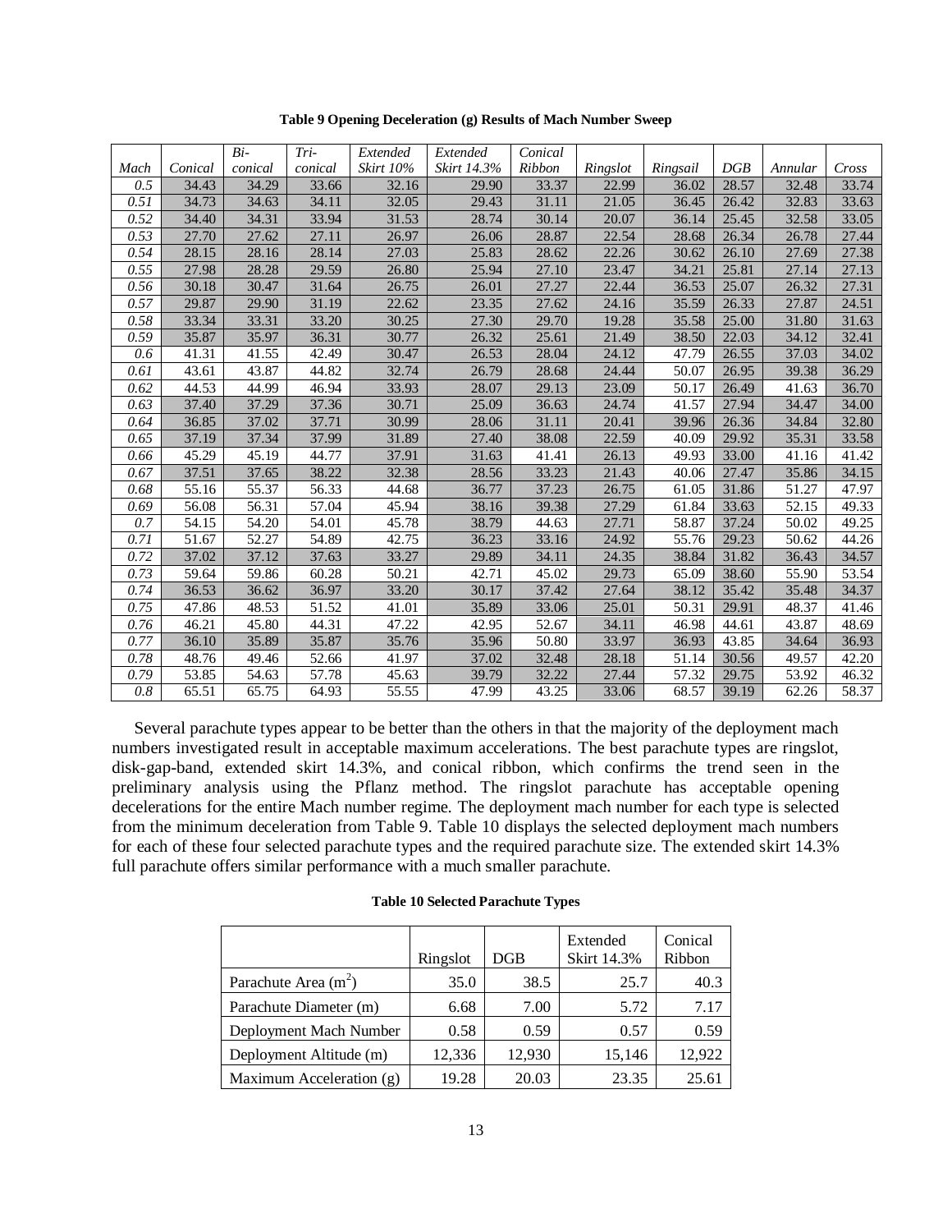**Table 9 Opening Deceleration (g) Results of Mach Number Sweep**

| *Mach* | *Conical* | *Bi-conical* | *Tri-conical* | *Extended Skirt 10%* | *Extended Skirt 14.3%* | *Conical Ribbon* | *Ringslot* | *Ringsail* | *DGB* | *Annular* | *Cross* |
|---|---|---|---|---|---|---|---|---|---|---|---|
| *0.5* | 34.43 | 34.29 | 33.66 | 32.16 | 29.90 | 33.37 | 22.99 | 36.02 | 28.57 | 32.48 | 33.74 |
| *0.51* | 34.73 | 34.63 | 34.11 | 32.05 | 29.43 | 31.11 | 21.05 | 36.45 | 26.42 | 32.83 | 33.63 |
| *0.52* | 34.40 | 34.31 | 33.94 | 31.53 | 28.74 | 30.14 | 20.07 | 36.14 | 25.45 | 32.58 | 33.05 |
| *0.53* | 27.70 | 27.62 | 27.11 | 26.97 | 26.06 | 28.87 | 22.54 | 28.68 | 26.34 | 26.78 | 27.44 |
| *0.54* | 28.15 | 28.16 | 28.14 | 27.03 | 25.83 | 28.62 | 22.26 | 30.62 | 26.10 | 27.69 | 27.38 |
| *0.55* | 27.98 | 28.28 | 29.59 | 26.80 | 25.94 | 27.10 | 23.47 | 34.21 | 25.81 | 27.14 | 27.13 |
| *0.56* | 30.18 | 30.47 | 31.64 | 26.75 | 26.01 | 27.27 | 22.44 | 36.53 | 25.07 | 26.32 | 27.31 |
| *0.57* | 29.87 | 29.90 | 31.19 | 22.62 | 23.35 | 27.62 | 24.16 | 35.59 | 26.33 | 27.87 | 24.51 |
| *0.58* | 33.34 | 33.31 | 33.20 | 30.25 | 27.30 | 29.70 | 19.28 | 35.58 | 25.00 | 31.80 | 31.63 |
| *0.59* | 35.87 | 35.97 | 36.31 | 30.77 | 26.32 | 25.61 | 21.49 | 38.50 | 22.03 | 34.12 | 32.41 |
| *0.6* | 41.31 | 41.55 | 42.49 | 30.47 | 26.53 | 28.04 | 24.12 | 47.79 | 26.55 | 37.03 | 34.02 |
| *0.61* | 43.61 | 43.87 | 44.82 | 32.74 | 26.79 | 28.68 | 24.44 | 50.07 | 26.95 | 39.38 | 36.29 |
| *0.62* | 44.53 | 44.99 | 46.94 | 33.93 | 28.07 | 29.13 | 23.09 | 50.17 | 26.49 | 41.63 | 36.70 |
| *0.63* | 37.40 | 37.29 | 37.36 | 30.71 | 25.09 | 36.63 | 24.74 | 41.57 | 27.94 | 34.47 | 34.00 |
| *0.64* | 36.85 | 37.02 | 37.71 | 30.99 | 28.06 | 31.11 | 20.41 | 39.96 | 26.36 | 34.84 | 32.80 |
| *0.65* | 37.19 | 37.34 | 37.99 | 31.89 | 27.40 | 38.08 | 22.59 | 40.09 | 29.92 | 35.31 | 33.58 |
| *0.66* | 45.29 | 45.19 | 44.77 | 37.91 | 31.63 | 41.41 | 26.13 | 49.93 | 33.00 | 41.16 | 41.42 |
| *0.67* | 37.51 | 37.65 | 38.22 | 32.38 | 28.56 | 33.23 | 21.43 | 40.06 | 27.47 | 35.86 | 34.15 |
| *0.68* | 55.16 | 55.37 | 56.33 | 44.68 | 36.77 | 37.23 | 26.75 | 61.05 | 31.86 | 51.27 | 47.97 |
| *0.69* | 56.08 | 56.31 | 57.04 | 45.94 | 38.16 | 39.38 | 27.29 | 61.84 | 33.63 | 52.15 | 49.33 |
| *0.7* | 54.15 | 54.20 | 54.01 | 45.78 | 38.79 | 44.63 | 27.71 | 58.87 | 37.24 | 50.02 | 49.25 |
| *0.71* | 51.67 | 52.27 | 54.89 | 42.75 | 36.23 | 33.16 | 24.92 | 55.76 | 29.23 | 50.62 | 44.26 |
| *0.72* | 37.02 | 37.12 | 37.63 | 33.27 | 29.89 | 34.11 | 24.35 | 38.84 | 31.82 | 36.43 | 34.57 |
| *0.73* | 59.64 | 59.86 | 60.28 | 50.21 | 42.71 | 45.02 | 29.73 | 65.09 | 38.60 | 55.90 | 53.54 |
| *0.74* | 36.53 | 36.62 | 36.97 | 33.20 | 30.17 | 37.42 | 27.64 | 38.12 | 35.42 | 35.48 | 34.37 |
| *0.75* | 47.86 | 48.53 | 51.52 | 41.01 | 35.89 | 33.06 | 25.01 | 50.31 | 29.91 | 48.37 | 41.46 |
| *0.76* | 46.21 | 45.80 | 44.31 | 47.22 | 42.95 | 52.67 | 34.11 | 46.98 | 44.61 | 43.87 | 48.69 |
| *0.77* | 36.10 | 35.89 | 35.87 | 35.76 | 35.96 | 50.80 | 33.97 | 36.93 | 43.85 | 34.64 | 36.93 |
| *0.78* | 48.76 | 49.46 | 52.66 | 41.97 | 37.02 | 32.48 | 28.18 | 51.14 | 30.56 | 49.57 | 42.20 |
| *0.79* | 53.85 | 54.63 | 57.78 | 45.63 | 39.79 | 32.22 | 27.44 | 57.32 | 29.75 | 53.92 | 46.32 |
| *0.8* | 65.51 | 65.75 | 64.93 | 55.55 | 47.99 | 43.25 | 33.06 | 68.57 | 39.19 | 62.26 | 58.37 |

Several parachute types appear to be better than the others in that the majority of the deployment mach numbers investigated result in acceptable maximum accelerations. The best parachute types are ringslot, disk-gap-band, extended skirt 14.3%, and conical ribbon, which confirms the trend seen in the preliminary analysis using the Pflanz method. The ringslot parachute has acceptable opening decelerations for the entire Mach number regime. The deployment mach number for each type is selected from the minimum deceleration from Table 9. Table 10 displays the selected deployment mach numbers for each of these four selected parachute types and the required parachute size. The extended skirt 14.3% full parachute offers similar performance with a much smaller parachute.

**Table 10 Selected Parachute Types**

| | Ringslot | DGB | Extended Skirt 14.3% | Conical Ribbon |
|---|---|---|---|---|
| Parachute Area ($m^2$) | 35.0 | 38.5 | 25.7 | 40.3 |
| Parachute Diameter (m) | 6.68 | 7.00 | 5.72 | 7.17 |
| Deployment Mach Number | 0.58 | 0.59 | 0.57 | 0.59 |
| Deployment Altitude (m) | 12,336 | 12,930 | 15,146 | 12,922 |
| Maximum Acceleration (g) | 19.28 | 20.03 | 23.35 | 25.61 |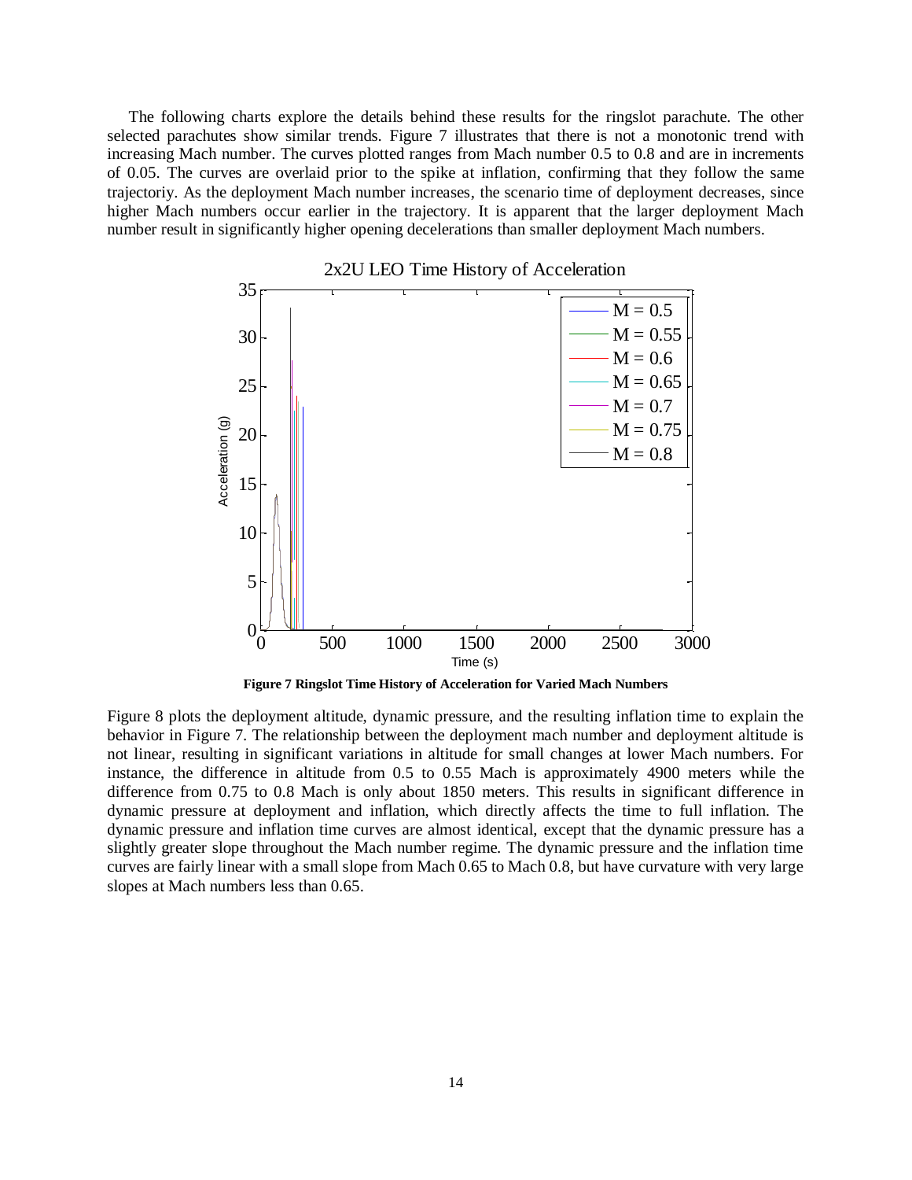The following charts explore the details behind these results for the ringslot parachute. The other selected parachutes show similar trends. Figure 7 illustrates that there is not a monotonic trend with increasing Mach number. The curves plotted ranges from Mach number 0.5 to 0.8 and are in increments of 0.05. The curves are overlaid prior to the spike at inflation, confirming that they follow the same trajectoriy. As the deployment Mach number increases, the scenario time of deployment decreases, since higher Mach numbers occur earlier in the trajectory. It is apparent that the larger deployment Mach number result in significantly higher opening decelerations than smaller deployment Mach numbers.

**Figure 7 Ringslot Time History of Acceleration for Varied Mach Numbers**

Figure 8 plots the deployment altitude, dynamic pressure, and the resulting inflation time to explain the behavior in Figure 7. The relationship between the deployment mach number and deployment altitude is not linear, resulting in significant variations in altitude for small changes at lower Mach numbers. For instance, the difference in altitude from 0.5 to 0.55 Mach is approximately 4900 meters while the difference from 0.75 to 0.8 Mach is only about 1850 meters. This results in significant difference in dynamic pressure at deployment and inflation, which directly affects the time to full inflation. The dynamic pressure and inflation time curves are almost identical, except that the dynamic pressure has a slightly greater slope throughout the Mach number regime. The dynamic pressure and the inflation time curves are fairly linear with a small slope from Mach 0.65 to Mach 0.8, but have curvature with very large slopes at Mach numbers less than 0.65.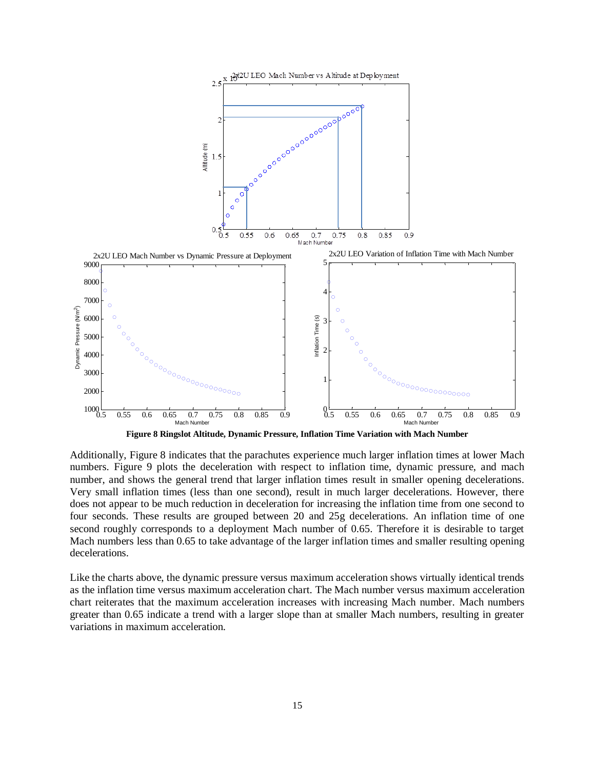**Figure 8 Ringslot Altitude, Dynamic Pressure, Inflation Time Variation with Mach Number**

Additionally, Figure 8 indicates that the parachutes experience much larger inflation times at lower Mach numbers. Figure 9 plots the deceleration with respect to inflation time, dynamic pressure, and mach number, and shows the general trend that larger inflation times result in smaller opening decelerations. Very small inflation times (less than one second), result in much larger decelerations. However, there does not appear to be much reduction in deceleration for increasing the inflation time from one second to four seconds. These results are grouped between 20 and 25g decelerations. An inflation time of one second roughly corresponds to a deployment Mach number of 0.65. Therefore it is desirable to target Mach numbers less than 0.65 to take advantage of the larger inflation times and smaller resulting opening decelerations.

Like the charts above, the dynamic pressure versus maximum acceleration shows virtually identical trends as the inflation time versus maximum acceleration chart. The Mach number versus maximum acceleration chart reiterates that the maximum acceleration increases with increasing Mach number. Mach numbers greater than 0.65 indicate a trend with a larger slope than at smaller Mach numbers, resulting in greater variations in maximum acceleration.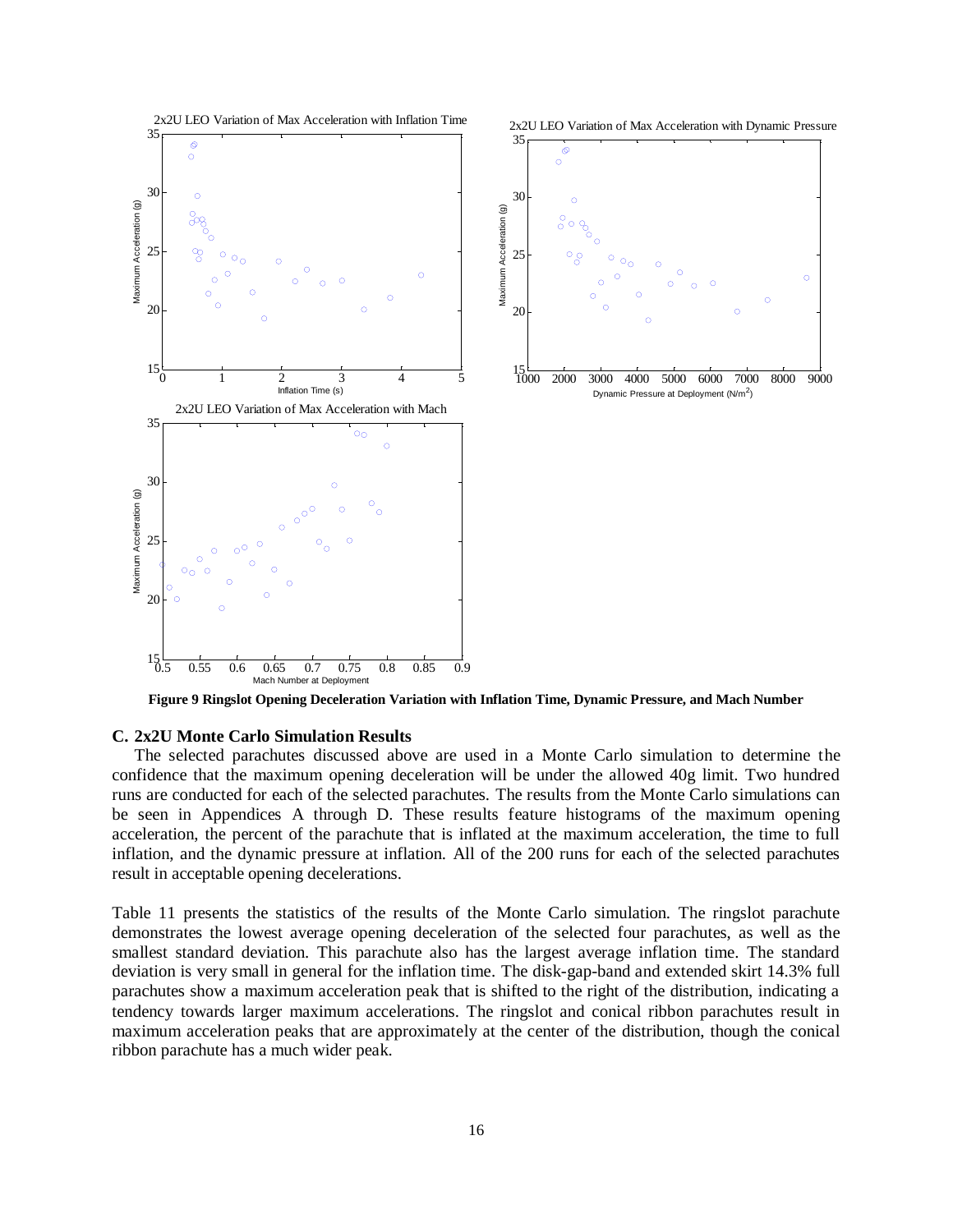**Figure 9 Ringslot Opening Deceleration Variation with Inflation Time, Dynamic Pressure, and Mach Number**

### C. 2x2U Monte Carlo Simulation Results

The selected parachutes discussed above are used in a Monte Carlo simulation to determine the confidence that the maximum opening deceleration will be under the allowed 40g limit. Two hundred runs are conducted for each of the selected parachutes. The results from the Monte Carlo simulations can be seen in Appendices A through D. These results feature histograms of the maximum opening acceleration, the percent of the parachute that is inflated at the maximum acceleration, the time to full inflation, and the dynamic pressure at inflation. All of the 200 runs for each of the selected parachutes result in acceptable opening decelerations.

Table 11 presents the statistics of the results of the Monte Carlo simulation. The ringslot parachute demonstrates the lowest average opening deceleration of the selected four parachutes, as well as the smallest standard deviation. This parachute also has the largest average inflation time. The standard deviation is very small in general for the inflation time. The disk-gap-band and extended skirt 14.3% full parachutes show a maximum acceleration peak that is shifted to the right of the distribution, indicating a tendency towards larger maximum accelerations. The ringslot and conical ribbon parachutes result in maximum acceleration peaks that are approximately at the center of the distribution, though the conical ribbon parachute has a much wider peak.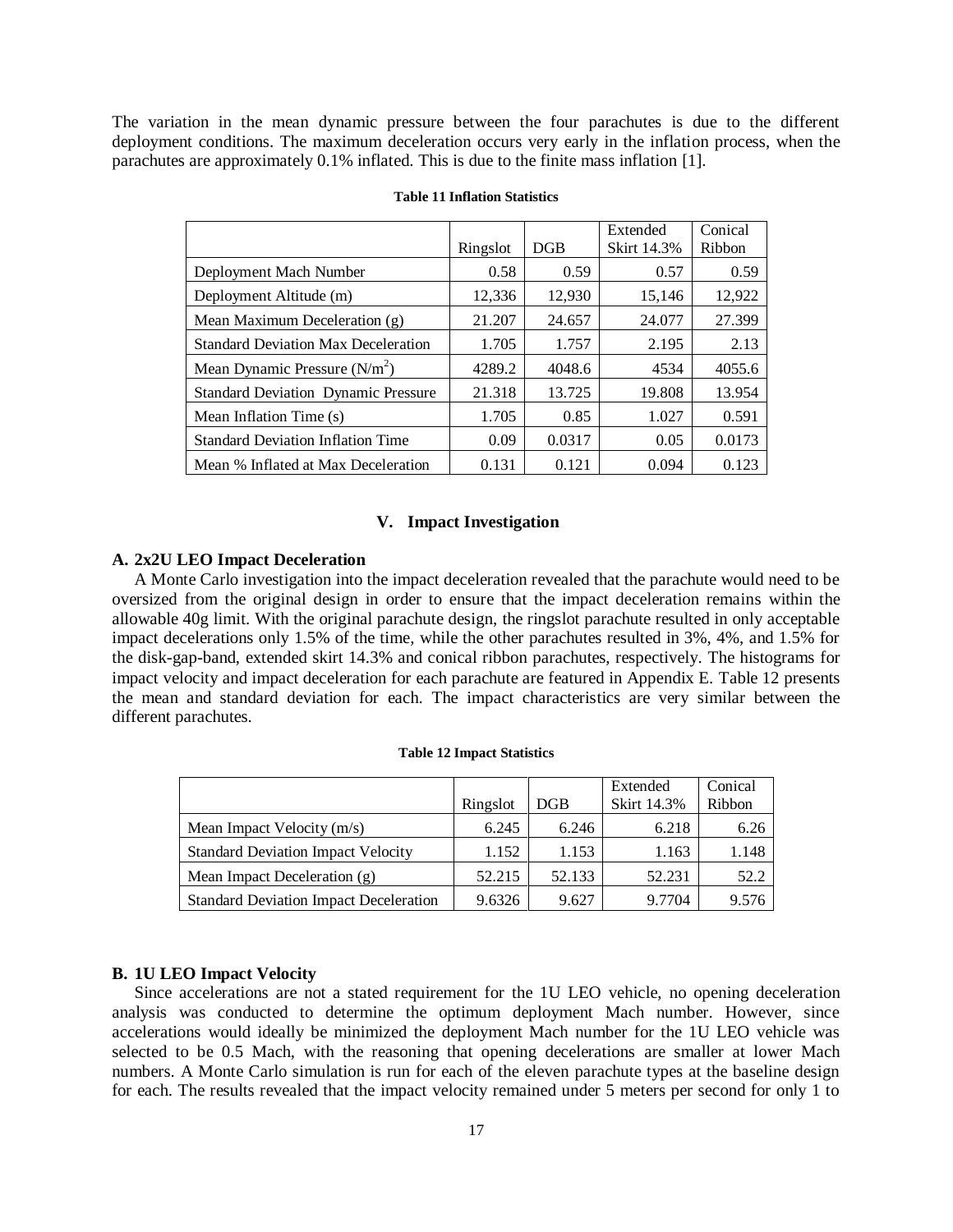The variation in the mean dynamic pressure between the four parachutes is due to the different deployment conditions. The maximum deceleration occurs very early in the inflation process, when the parachutes are approximately 0.1% inflated. This is due to the finite mass inflation [1].

**Table 11 Inflation Statistics**

| | Ringslot | DGB | Extended Skirt 14.3% | Conical Ribbon |
|---|---|---|---|---|
| Deployment Mach Number | 0.58 | 0.59 | 0.57 | 0.59 |
| Deployment Altitude (m) | 12,336 | 12,930 | 15,146 | 12,922 |
| Mean Maximum Deceleration (g) | 21.207 | 24.657 | 24.077 | 27.399 |
| Standard Deviation Max Deceleration | 1.705 | 1.757 | 2.195 | 2.13 |
| Mean Dynamic Pressure ($N/m^2$) | 4289.2 | 4048.6 | 4534 | 4055.6 |
| Standard Deviation Dynamic Pressure | 21.318 | 13.725 | 19.808 | 13.954 |
| Mean Inflation Time (s) | 1.705 | 0.85 | 1.027 | 0.591 |
| Standard Deviation Inflation Time | 0.09 | 0.0317 | 0.05 | 0.0173 |
| Mean % Inflated at Max Deceleration | 0.131 | 0.121 | 0.094 | 0.123 |

## V. Impact Investigation

### A. 2x2U LEO Impact Deceleration

A Monte Carlo investigation into the impact deceleration revealed that the parachute would need to be oversized from the original design in order to ensure that the impact deceleration remains within the allowable 40g limit. With the original parachute design, the ringslot parachute resulted in only acceptable impact decelerations only 1.5% of the time, while the other parachutes resulted in 3%, 4%, and 1.5% for the disk-gap-band, extended skirt 14.3% and conical ribbon parachutes, respectively. The histograms for impact velocity and impact deceleration for each parachute are featured in Appendix E. Table 12 presents the mean and standard deviation for each. The impact characteristics are very similar between the different parachutes.

**Table 12 Impact Statistics**

| | Ringslot | DGB | Extended Skirt 14.3% | Conical Ribbon |
|---|---|---|---|---|
| Mean Impact Velocity (m/s) | 6.245 | 6.246 | 6.218 | 6.26 |
| Standard Deviation Impact Velocity | 1.152 | 1.153 | 1.163 | 1.148 |
| Mean Impact Deceleration (g) | 52.215 | 52.133 | 52.231 | 52.2 |
| Standard Deviation Impact Deceleration | 9.6326 | 9.627 | 9.7704 | 9.576 |

### B. 1U LEO Impact Velocity

Since accelerations are not a stated requirement for the 1U LEO vehicle, no opening deceleration analysis was conducted to determine the optimum deployment Mach number. However, since accelerations would ideally be minimized the deployment Mach number for the 1U LEO vehicle was selected to be 0.5 Mach, with the reasoning that opening decelerations are smaller at lower Mach numbers. A Monte Carlo simulation is run for each of the eleven parachute types at the baseline design for each. The results revealed that the impact velocity remained under 5 meters per second for only 1 to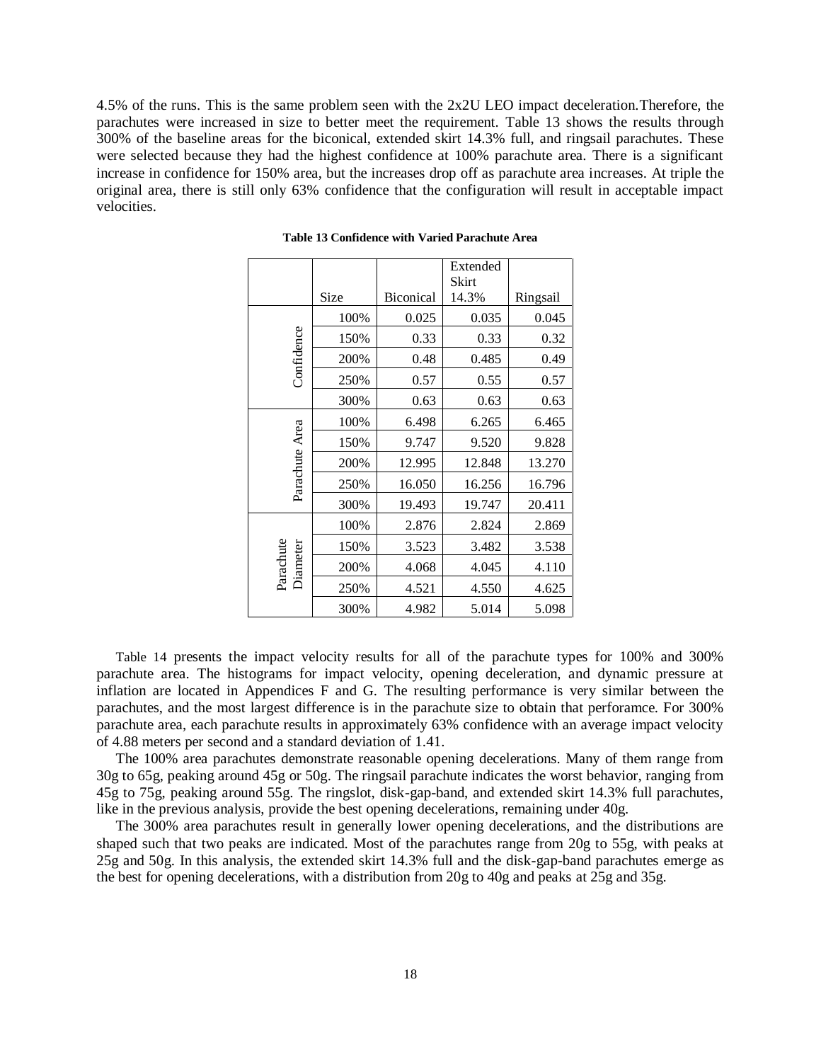4.5% of the runs. This is the same problem seen with the 2x2U LEO impact deceleration.Therefore, the parachutes were increased in size to better meet the requirement. Table 13 shows the results through 300% of the baseline areas for the biconical, extended skirt 14.3% full, and ringsail parachutes. These were selected because they had the highest confidence at 100% parachute area. There is a significant increase in confidence for 150% area, but the increases drop off as parachute area increases. At triple the original area, there is still only 63% confidence that the configuration will result in acceptable impact velocities.

**Table 13 Confidence with Varied Parachute Area**

| | Size | Biconical | Extended Skirt 14.3% | Ringsail |
|---|---|---|---|---|
| Confidence | 100% | 0.025 | 0.035 | 0.045 |
| | 150% | 0.33 | 0.33 | 0.32 |
| | 200% | 0.48 | 0.485 | 0.49 |
| | 250% | 0.57 | 0.55 | 0.57 |
| | 300% | 0.63 | 0.63 | 0.63 |
| Parachute Area | 100% | 6.498 | 6.265 | 6.465 |
| | 150% | 9.747 | 9.520 | 9.828 |
| | 200% | 12.995 | 12.848 | 13.270 |
| | 250% | 16.050 | 16.256 | 16.796 |
| | 300% | 19.493 | 19.747 | 20.411 |
| Parachute Diameter | 100% | 2.876 | 2.824 | 2.869 |
| | 150% | 3.523 | 3.482 | 3.538 |
| | 200% | 4.068 | 4.045 | 4.110 |
| | 250% | 4.521 | 4.550 | 4.625 |
| | 300% | 4.982 | 5.014 | 5.098 |

Table 14 presents the impact velocity results for all of the parachute types for 100% and 300% parachute area. The histograms for impact velocity, opening deceleration, and dynamic pressure at inflation are located in Appendices F and G. The resulting performance is very similar between the parachutes, and the most largest difference is in the parachute size to obtain that perforamce. For 300% parachute area, each parachute results in approximately 63% confidence with an average impact velocity of 4.88 meters per second and a standard deviation of 1.41.

The 100% area parachutes demonstrate reasonable opening decelerations. Many of them range from 30g to 65g, peaking around 45g or 50g. The ringsail parachute indicates the worst behavior, ranging from 45g to 75g, peaking around 55g. The ringslot, disk-gap-band, and extended skirt 14.3% full parachutes, like in the previous analysis, provide the best opening decelerations, remaining under 40g.

The 300% area parachutes result in generally lower opening decelerations, and the distributions are shaped such that two peaks are indicated. Most of the parachutes range from 20g to 55g, with peaks at 25g and 50g. In this analysis, the extended skirt 14.3% full and the disk-gap-band parachutes emerge as the best for opening decelerations, with a distribution from 20g to 40g and peaks at 25g and 35g.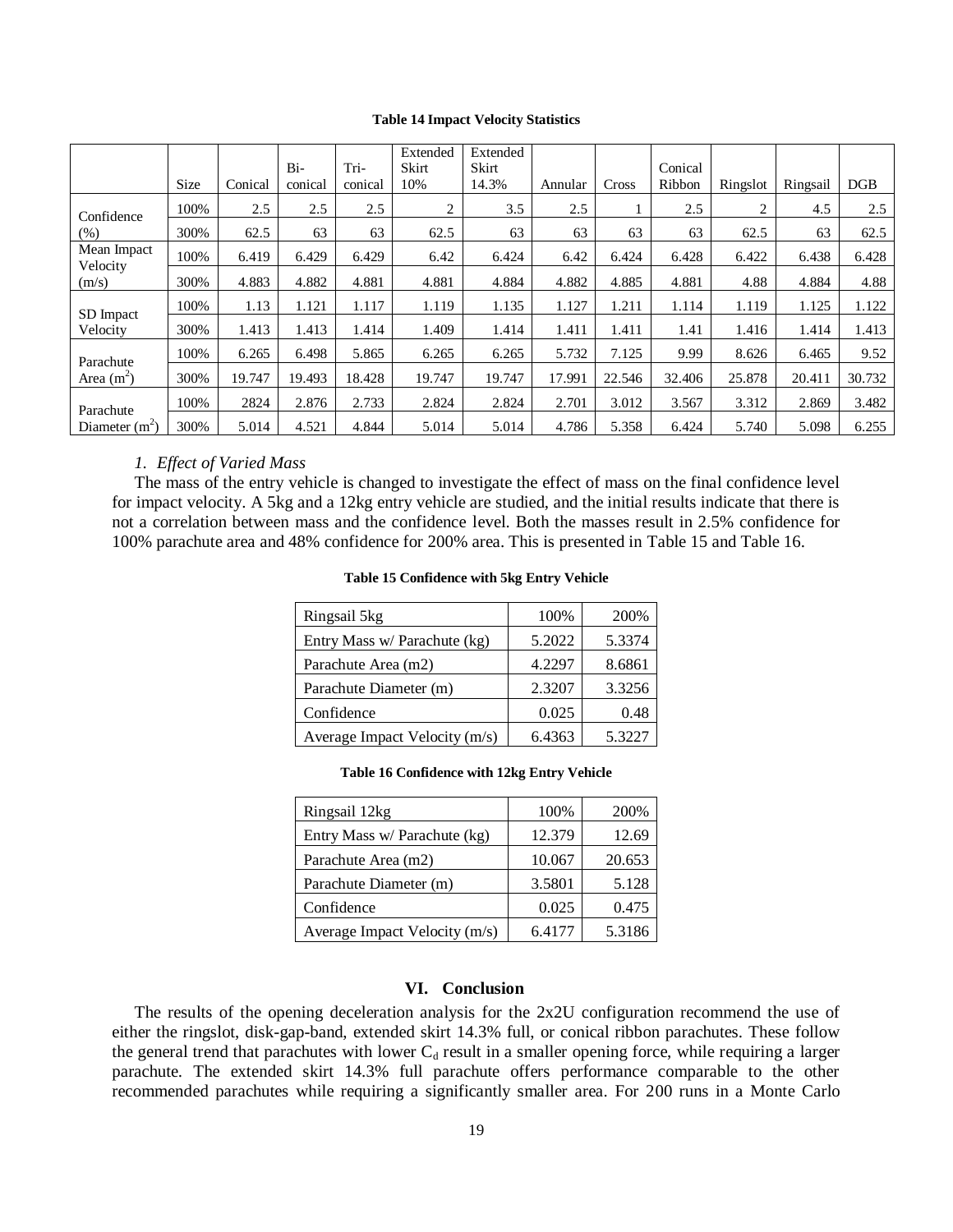**Table 14 Impact Velocity Statistics**

| | Size | Conical | Bi-conical | Tri-conical | Extended Skirt 10% | Extended Skirt 14.3% | Annular | Cross | Conical Ribbon | Ringslot | Ringsail | DGB |
|---|---|---|---|---|---|---|---|---|---|---|---|---|
| Confidence (%) | 100% | 2.5 | 2.5 | 2.5 | 2 | 3.5 | 2.5 | 1 | 2.5 | 2 | 4.5 | 2.5 |
| | 300% | 62.5 | 63 | 63 | 62.5 | 63 | 63 | 63 | 63 | 62.5 | 63 | 62.5 |
| Mean Impact Velocity (m/s) | 100% | 6.419 | 6.429 | 6.429 | 6.42 | 6.424 | 6.42 | 6.424 | 6.428 | 6.422 | 6.438 | 6.428 |
| | 300% | 4.883 | 4.882 | 4.881 | 4.881 | 4.884 | 4.882 | 4.885 | 4.881 | 4.88 | 4.884 | 4.88 |
| SD Impact Velocity | 100% | 1.13 | 1.121 | 1.117 | 1.119 | 1.135 | 1.127 | 1.211 | 1.114 | 1.119 | 1.125 | 1.122 |
| | 300% | 1.413 | 1.413 | 1.414 | 1.409 | 1.414 | 1.411 | 1.411 | 1.41 | 1.416 | 1.414 | 1.413 |
| Parachute Area ($m^2$) | 100% | 6.265 | 6.498 | 5.865 | 6.265 | 6.265 | 5.732 | 7.125 | 9.99 | 8.626 | 6.465 | 9.52 |
| | 300% | 19.747 | 19.493 | 18.428 | 19.747 | 19.747 | 17.991 | 22.546 | 32.406 | 25.878 | 20.411 | 30.732 |
| Parachute Diameter ($m^2$) | 100% | 2824 | 2.876 | 2.733 | 2.824 | 2.824 | 2.701 | 3.012 | 3.567 | 3.312 | 2.869 | 3.482 |
| | 300% | 5.014 | 4.521 | 4.844 | 5.014 | 5.014 | 4.786 | 5.358 | 6.424 | 5.740 | 5.098 | 6.255 |

### *1. Effect of Varied Mass*

The mass of the entry vehicle is changed to investigate the effect of mass on the final confidence level for impact velocity. A 5kg and a 12kg entry vehicle are studied, and the initial results indicate that there is not a correlation between mass and the confidence level. Both the masses result in 2.5% confidence for 100% parachute area and 48% confidence for 200% area. This is presented in Table 15 and Table 16.

**Table 15 Confidence with 5kg Entry Vehicle**

| Ringsail 5kg | 100% | 200% |
|---|---|---|
| Entry Mass w/ Parachute (kg) | 5.2022 | 5.3374 |
| Parachute Area (m2) | 4.2297 | 8.6861 |
| Parachute Diameter (m) | 2.3207 | 3.3256 |
| Confidence | 0.025 | 0.48 |
| Average Impact Velocity (m/s) | 6.4363 | 5.3227 |

**Table 16 Confidence with 12kg Entry Vehicle**

| Ringsail 12kg | 100% | 200% |
|---|---|---|
| Entry Mass w/ Parachute (kg) | 12.379 | 12.69 |
| Parachute Area (m2) | 10.067 | 20.653 |
| Parachute Diameter (m) | 3.5801 | 5.128 |
| Confidence | 0.025 | 0.475 |
| Average Impact Velocity (m/s) | 6.4177 | 5.3186 |

## VI. Conclusion

The results of the opening deceleration analysis for the 2x2U configuration recommend the use of either the ringslot, disk-gap-band, extended skirt 14.3% full, or conical ribbon parachutes. These follow the general trend that parachutes with lower $C_d$ result in a smaller opening force, while requiring a larger parachute. The extended skirt 14.3% full parachute offers performance comparable to the other recommended parachutes while requiring a significantly smaller area. For 200 runs in a Monte Carlo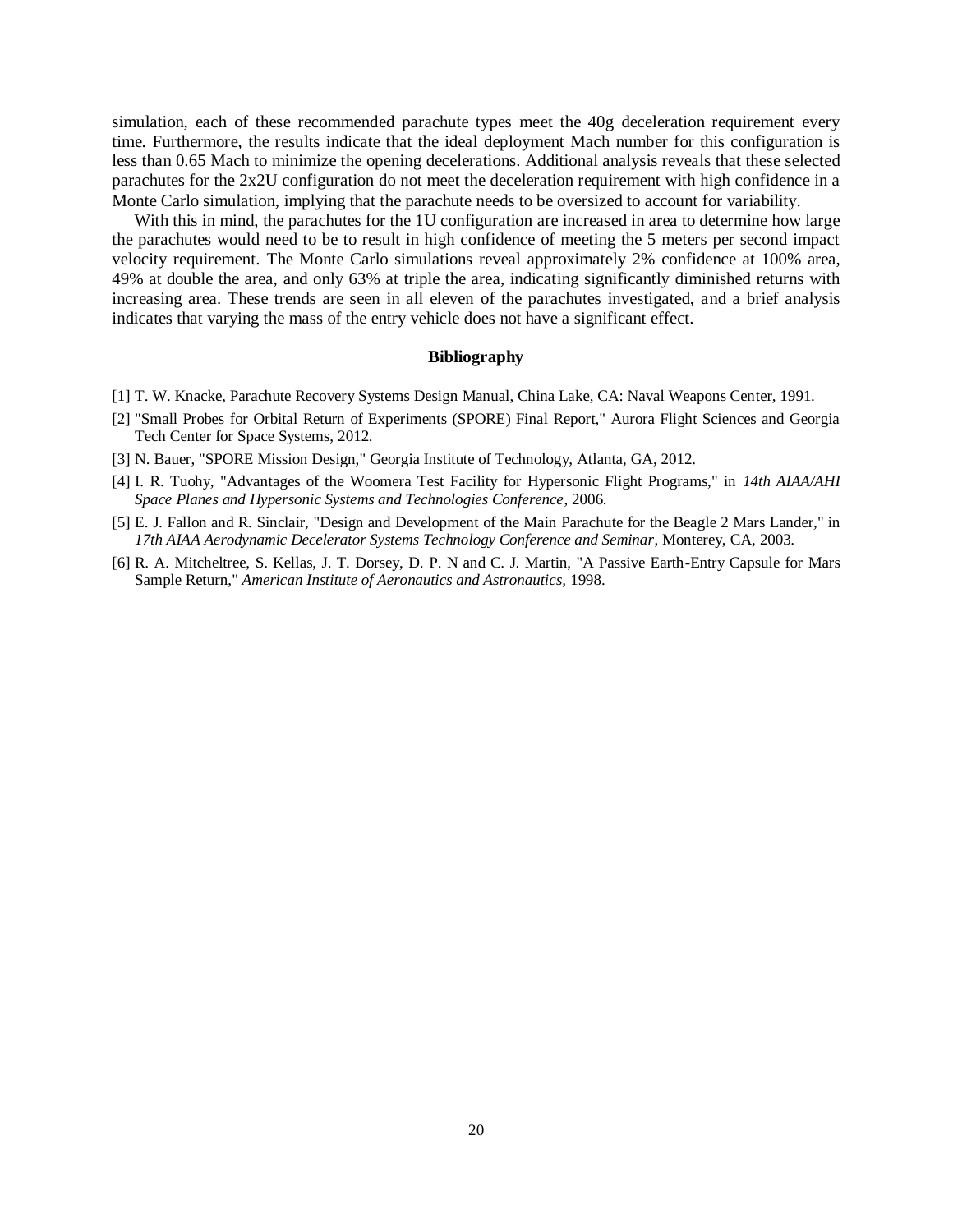simulation, each of these recommended parachute types meet the 40g deceleration requirement every time. Furthermore, the results indicate that the ideal deployment Mach number for this configuration is less than 0.65 Mach to minimize the opening decelerations. Additional analysis reveals that these selected parachutes for the 2x2U configuration do not meet the deceleration requirement with high confidence in a Monte Carlo simulation, implying that the parachute needs to be oversized to account for variability.

With this in mind, the parachutes for the 1U configuration are increased in area to determine how large the parachutes would need to be to result in high confidence of meeting the 5 meters per second impact velocity requirement. The Monte Carlo simulations reveal approximately 2% confidence at 100% area, 49% at double the area, and only 63% at triple the area, indicating significantly diminished returns with increasing area. These trends are seen in all eleven of the parachutes investigated, and a brief analysis indicates that varying the mass of the entry vehicle does not have a significant effect.

## Bibliography

[1] T. W. Knacke, Parachute Recovery Systems Design Manual, China Lake, CA: Naval Weapons Center, 1991.

[2] "Small Probes for Orbital Return of Experiments (SPORE) Final Report," Aurora Flight Sciences and Georgia Tech Center for Space Systems, 2012.

[3] N. Bauer, "SPORE Mission Design," Georgia Institute of Technology, Atlanta, GA, 2012.

[4] I. R. Tuohy, "Advantages of the Woomera Test Facility for Hypersonic Flight Programs," in *14th AIAA/AHI Space Planes and Hypersonic Systems and Technologies Conference*, 2006.

[5] E. J. Fallon and R. Sinclair, "Design and Development of the Main Parachute for the Beagle 2 Mars Lander," in *17th AIAA Aerodynamic Decelerator Systems Technology Conference and Seminar*, Monterey, CA, 2003.

[6] R. A. Mitcheltree, S. Kellas, J. T. Dorsey, D. P. N and C. J. Martin, "A Passive Earth-Entry Capsule for Mars Sample Return," *American Institute of Aeronautics and Astronautics*, 1998.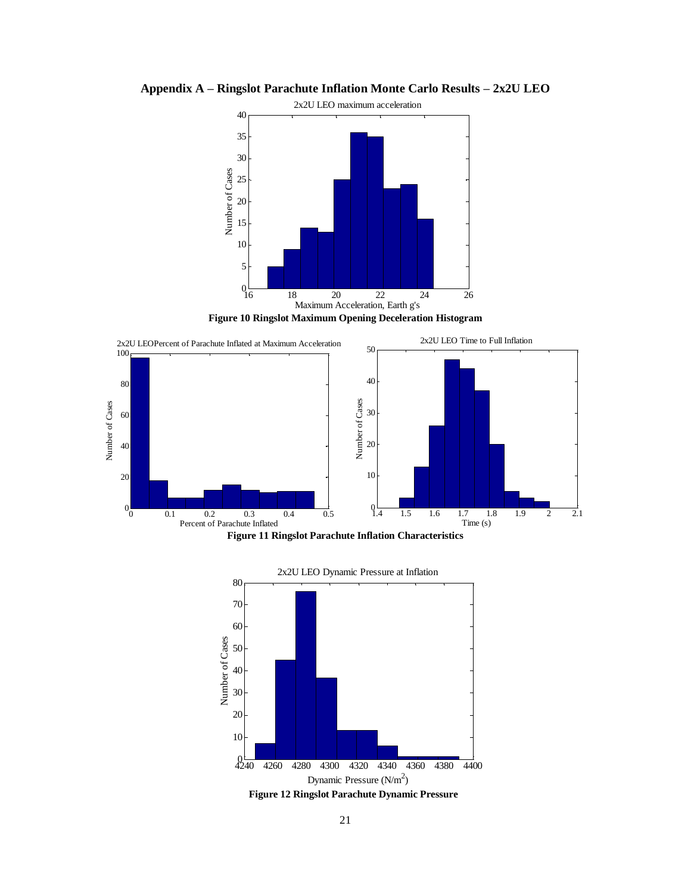# Appendix A – Ringslot Parachute Inflation Monte Carlo Results – 2x2U LEO

**Figure 10 Ringslot Maximum Opening Deceleration Histogram**

**Figure 11 Ringslot Parachute Inflation Characteristics**

**Figure 12 Ringslot Parachute Dynamic Pressure**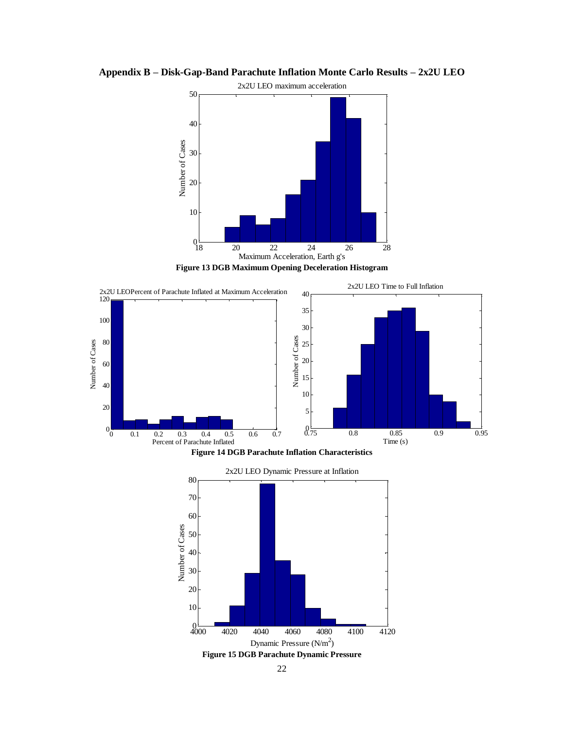## Appendix B – Disk-Gap-Band Parachute Inflation Monte Carlo Results – 2x2U LEO

**Figure 13 DGB Maximum Opening Deceleration Histogram**

**Figure 14 DGB Parachute Inflation Characteristics**

**Figure 15 DGB Parachute Dynamic Pressure**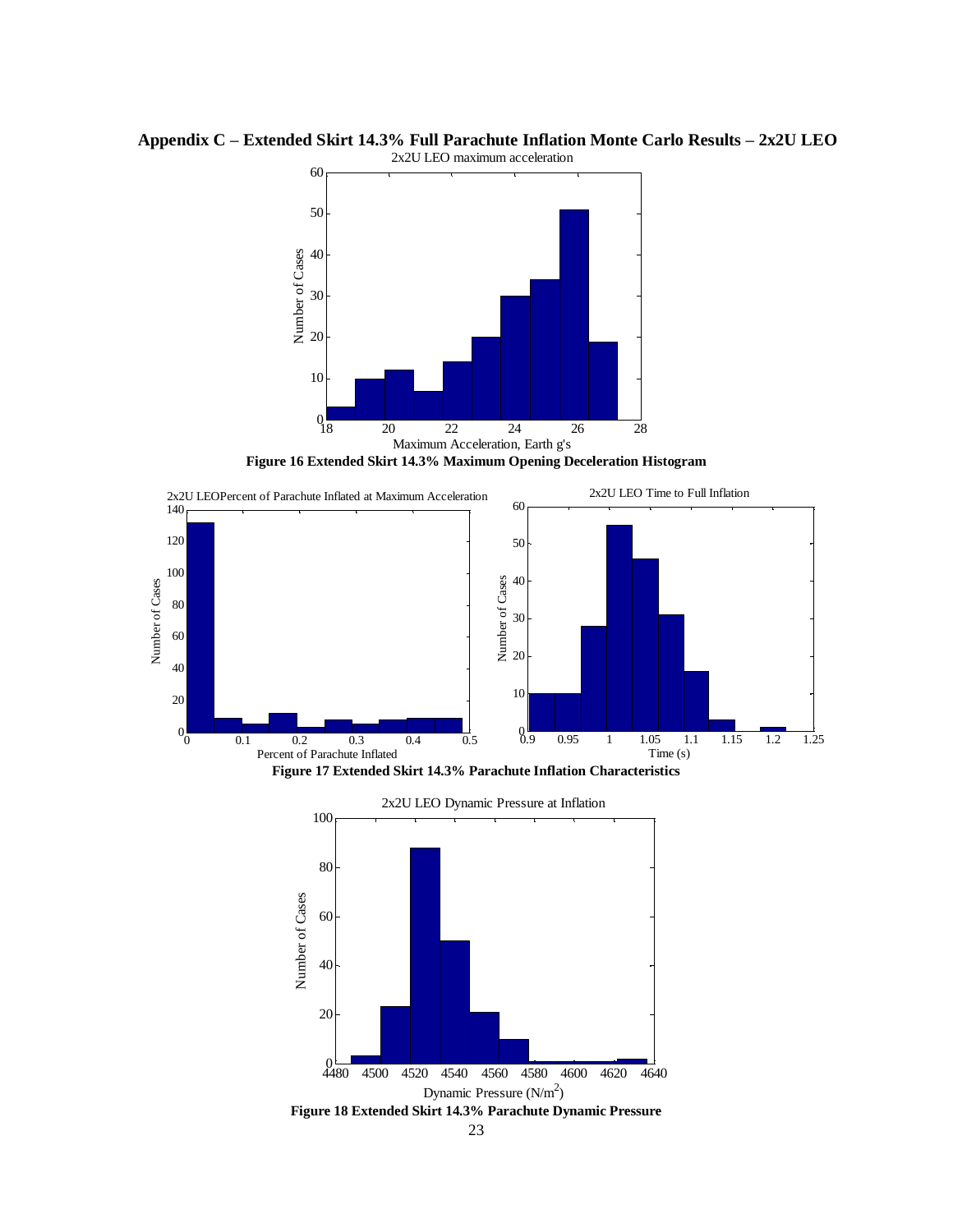## Appendix C – Extended Skirt 14.3% Full Parachute Inflation Monte Carlo Results – 2x2U LEO

**Figure 16 Extended Skirt 14.3% Maximum Opening Deceleration Histogram**

**Figure 17 Extended Skirt 14.3% Parachute Inflation Characteristics**

**Figure 18 Extended Skirt 14.3% Parachute Dynamic Pressure**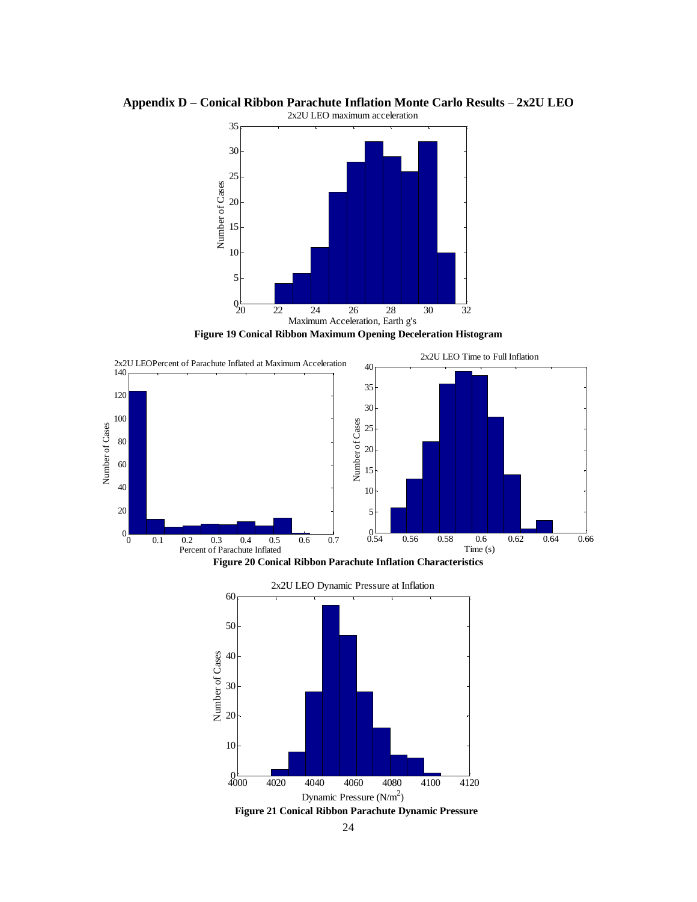## Appendix D – Conical Ribbon Parachute Inflation Monte Carlo Results – 2x2U LEO

**Figure 19 Conical Ribbon Maximum Opening Deceleration Histogram**

**Figure 20 Conical Ribbon Parachute Inflation Characteristics**

**Figure 21 Conical Ribbon Parachute Dynamic Pressure**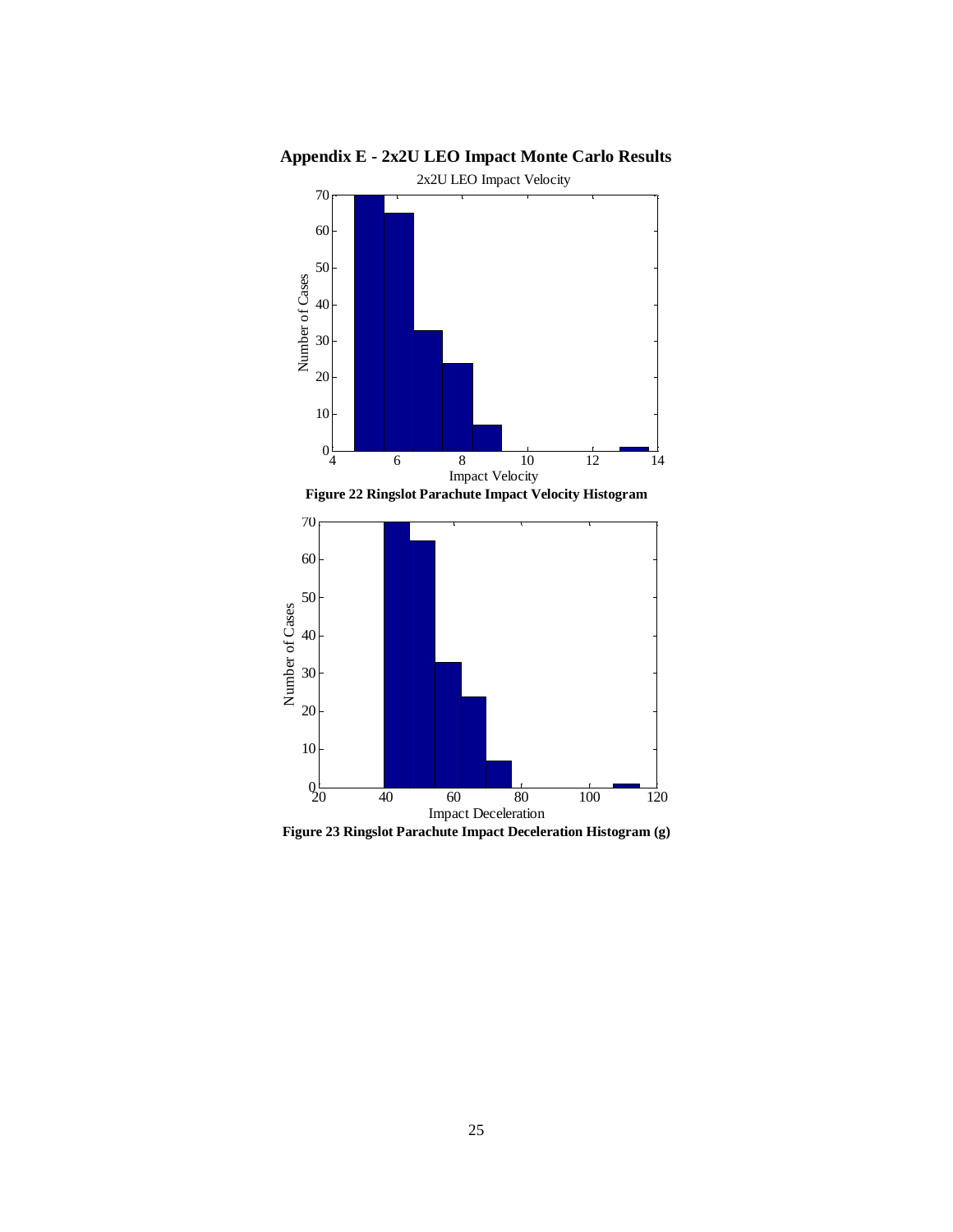# Appendix E - 2x2U LEO Impact Monte Carlo Results

**Figure 22 Ringslot Parachute Impact Velocity Histogram**

**Figure 23 Ringslot Parachute Impact Deceleration Histogram (g)**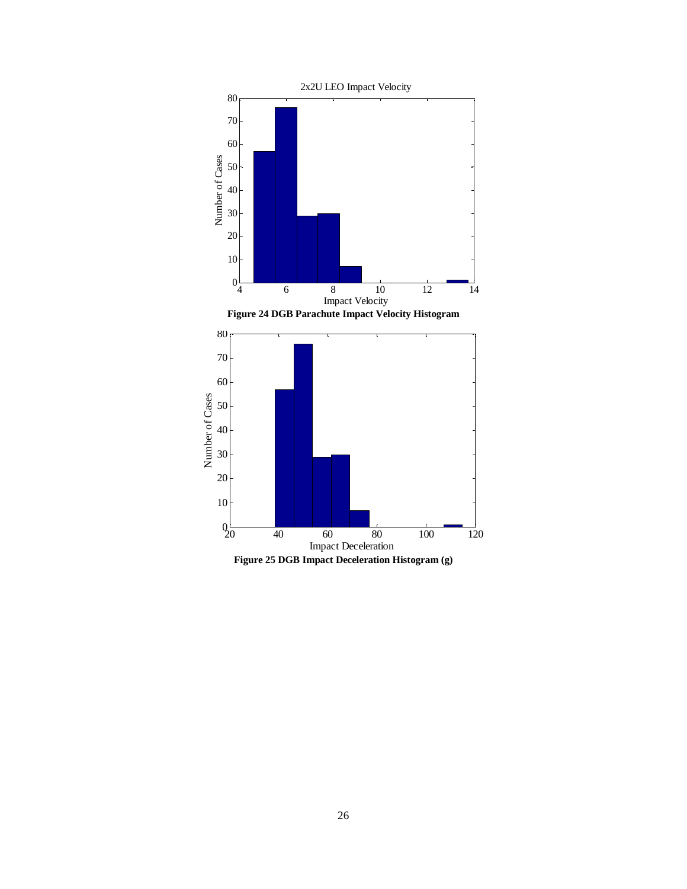Figure 24 DGB Parachute Impact Velocity Histogram

Figure 25 DGB Impact Deceleration Histogram (g)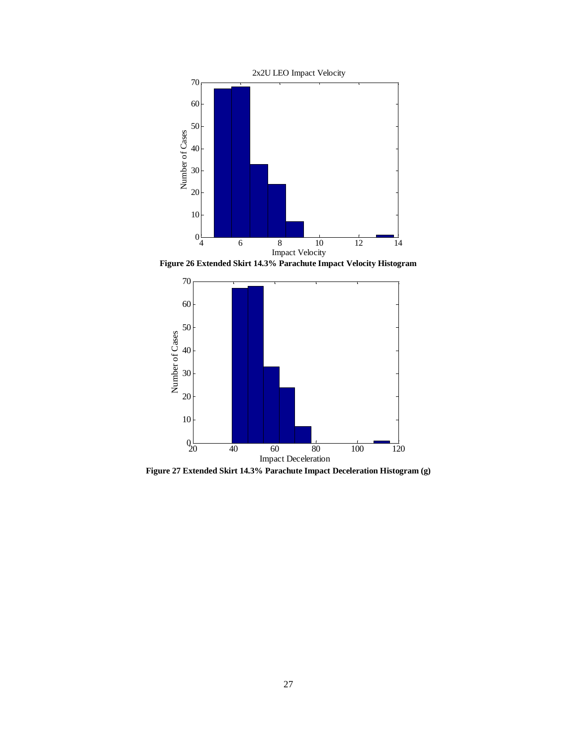**Figure 26 Extended Skirt 14.3% Parachute Impact Velocity Histogram**

**Figure 27 Extended Skirt 14.3% Parachute Impact Deceleration Histogram (g)**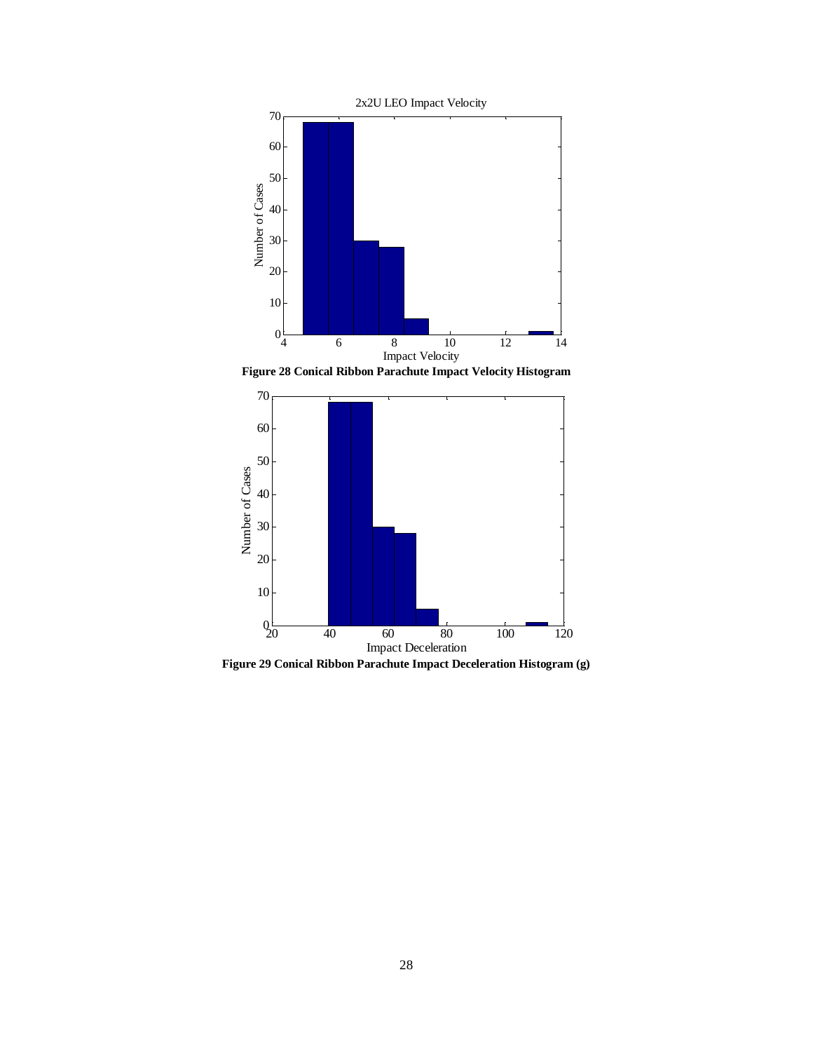Figure 28 Conical Ribbon Parachute Impact Velocity Histogram

Figure 29 Conical Ribbon Parachute Impact Deceleration Histogram (g)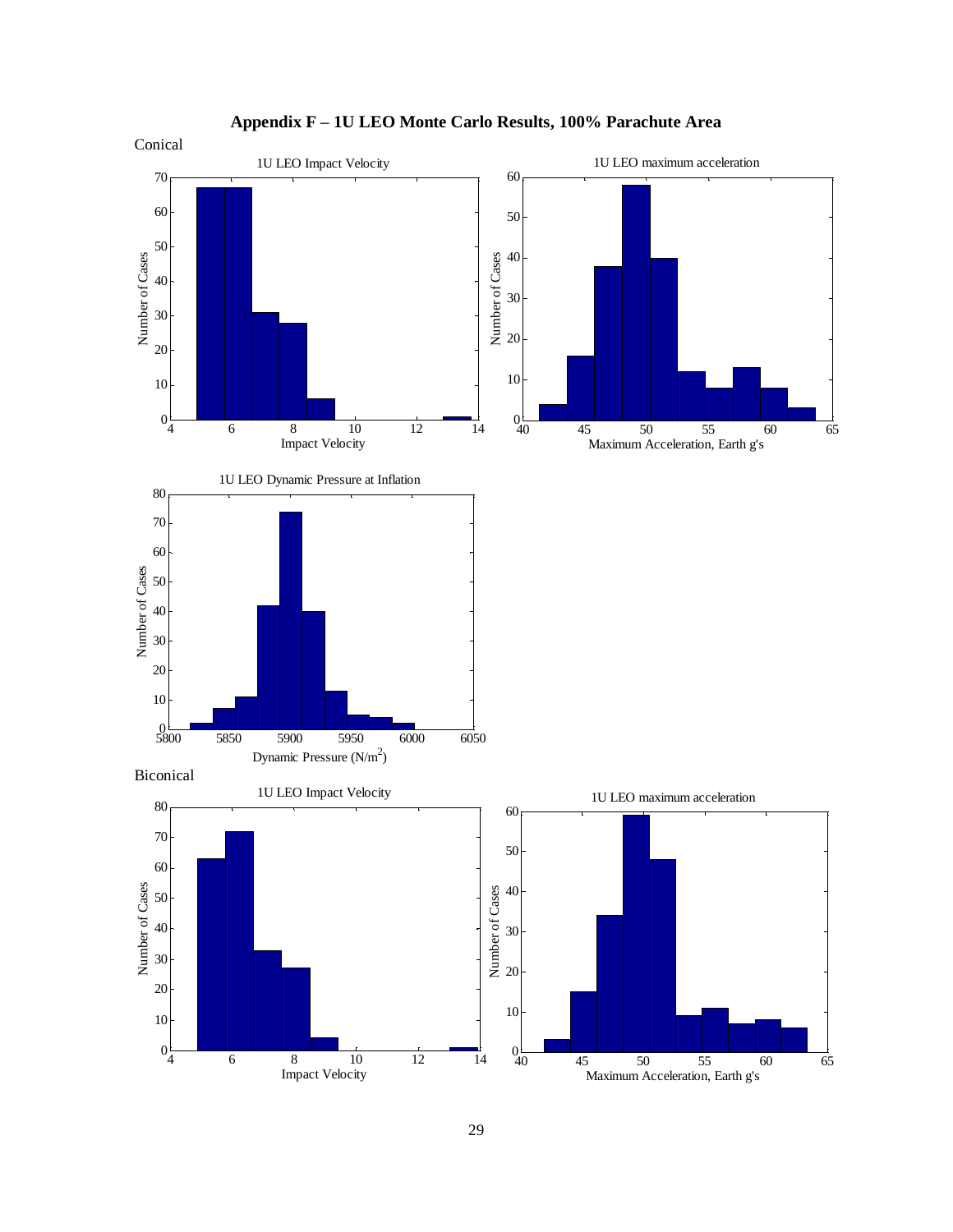## Appendix F – 1U LEO Monte Carlo Results, 100% Parachute Area

Conical

Biconical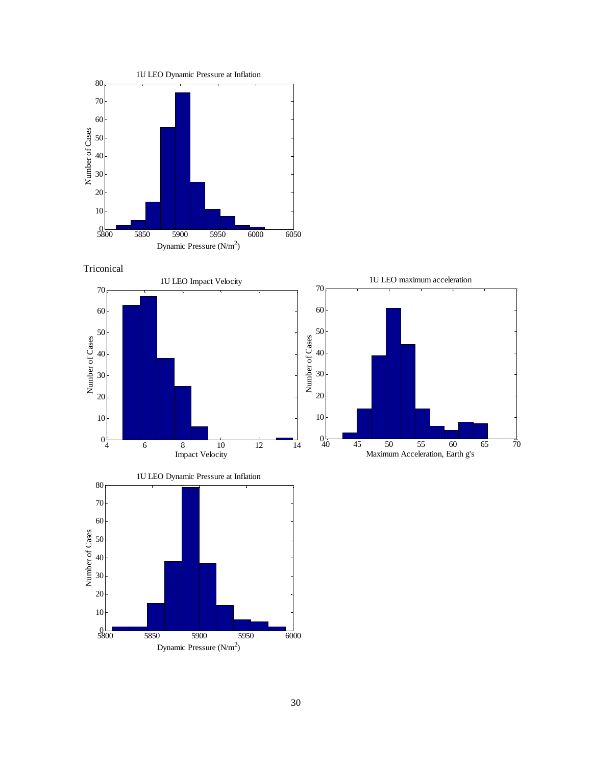Triconical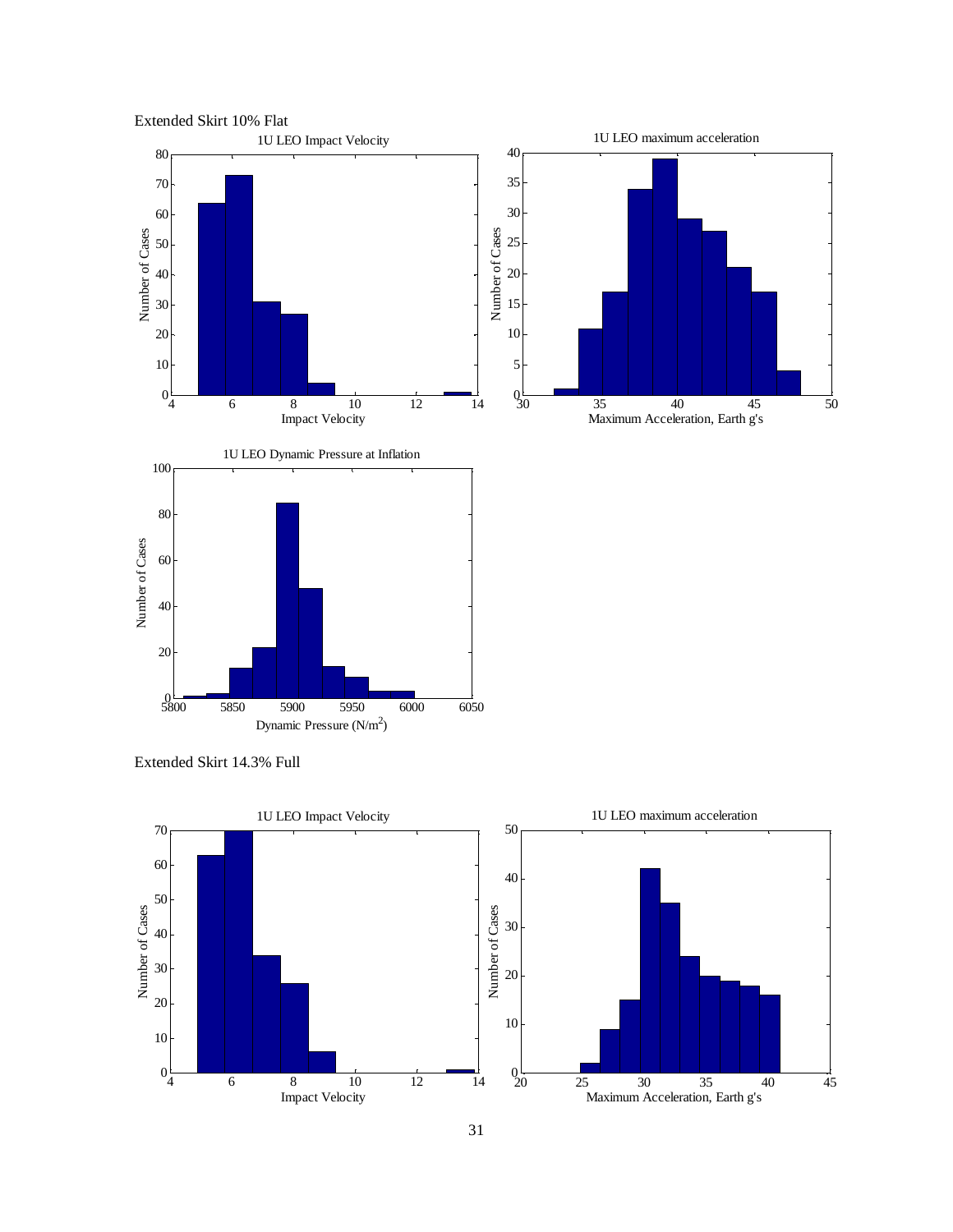Extended Skirt 10% Flat

Extended Skirt 14.3% Full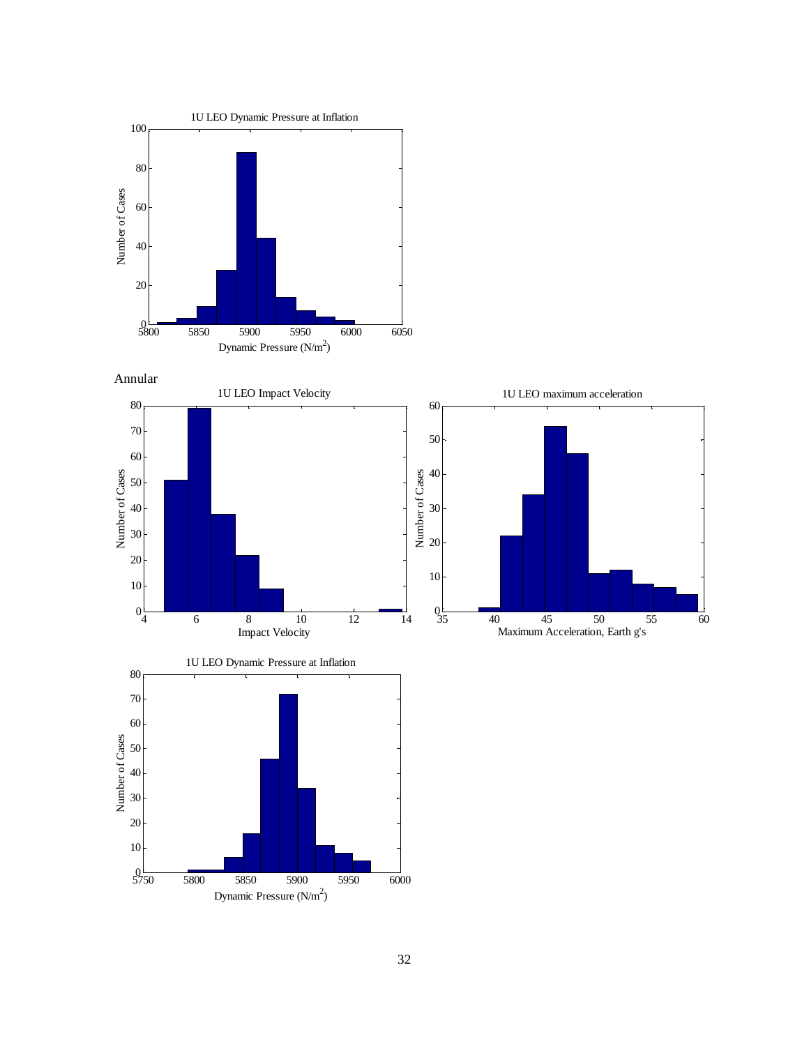Annular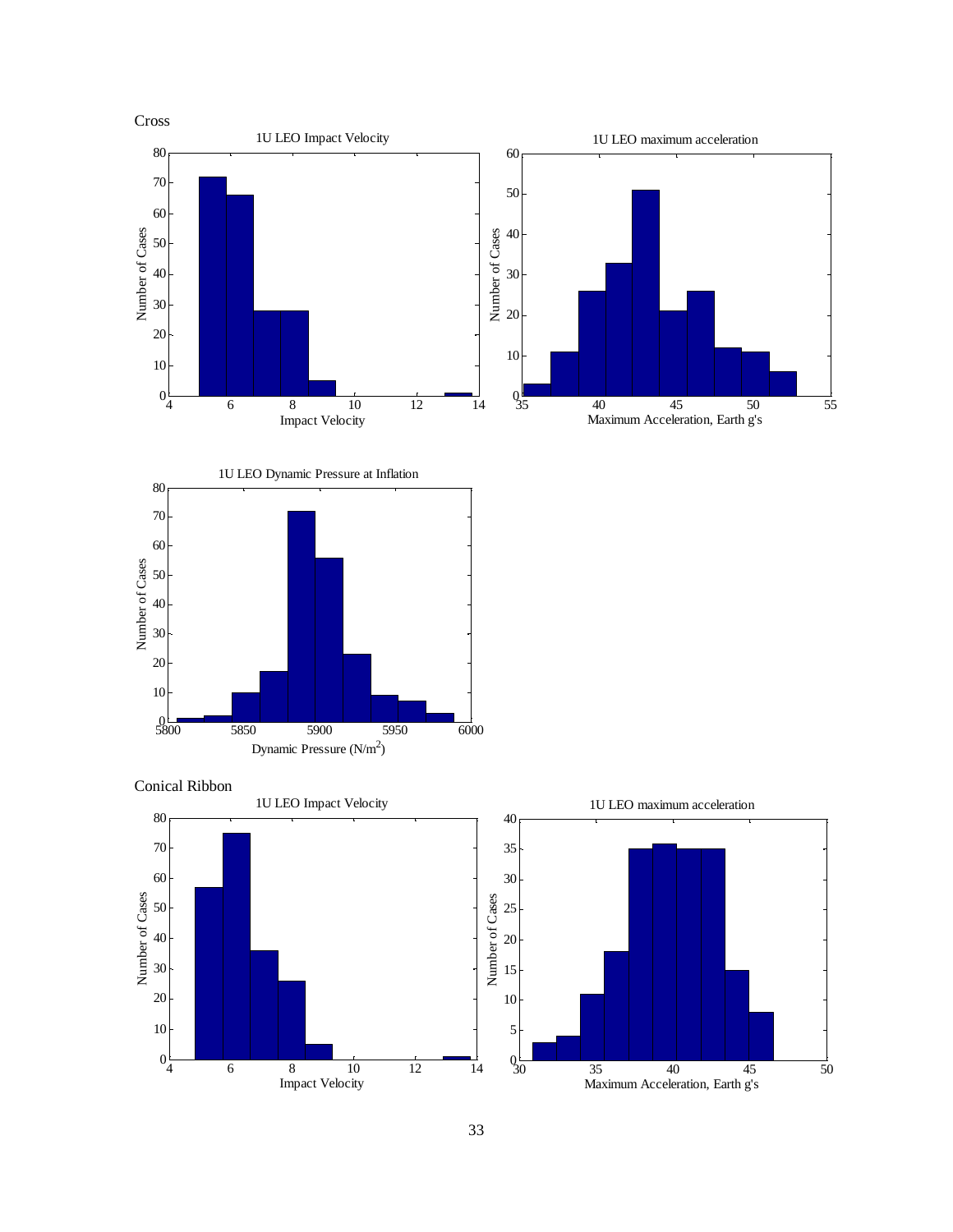Cross

1U LEO Impact Velocity

1U LEO maximum acceleration

1U LEO Dynamic Pressure at Inflation

Conical Ribbon

1U LEO Impact Velocity

1U LEO maximum acceleration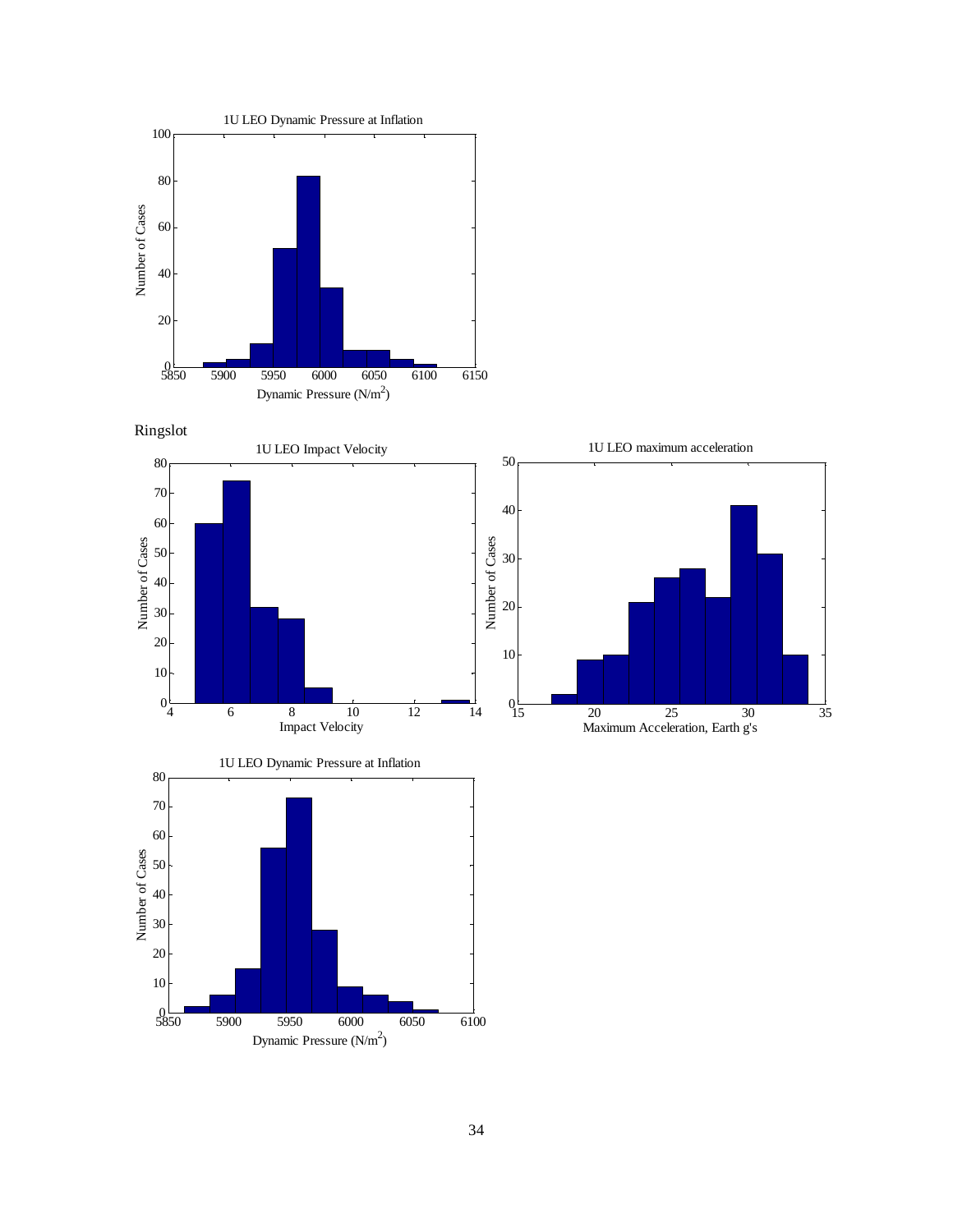1U LEO Dynamic Pressure at Inflation

Ringslot

1U LEO Impact Velocity

1U LEO maximum acceleration

1U LEO Dynamic Pressure at Inflation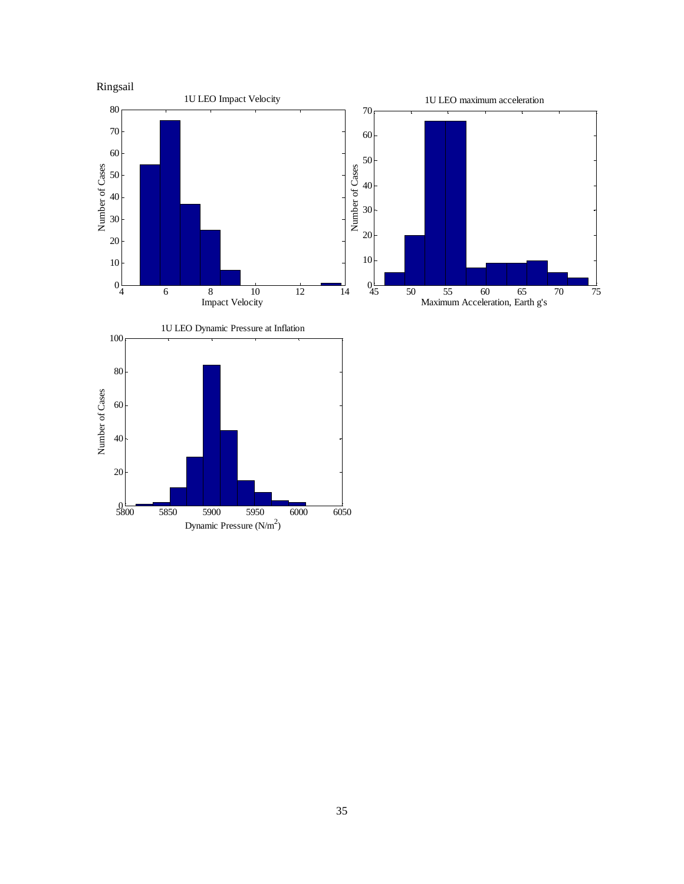Ringsail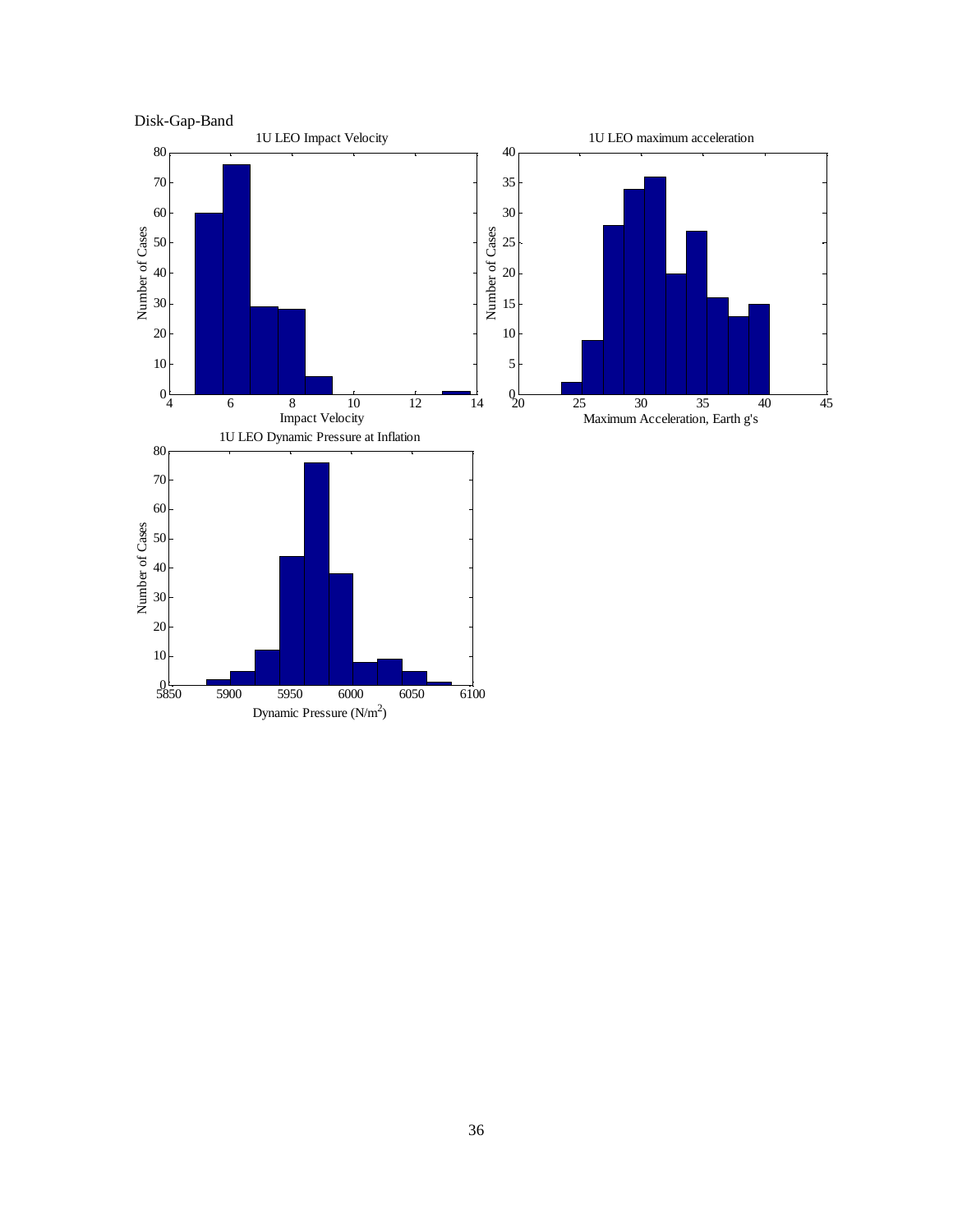Disk-Gap-Band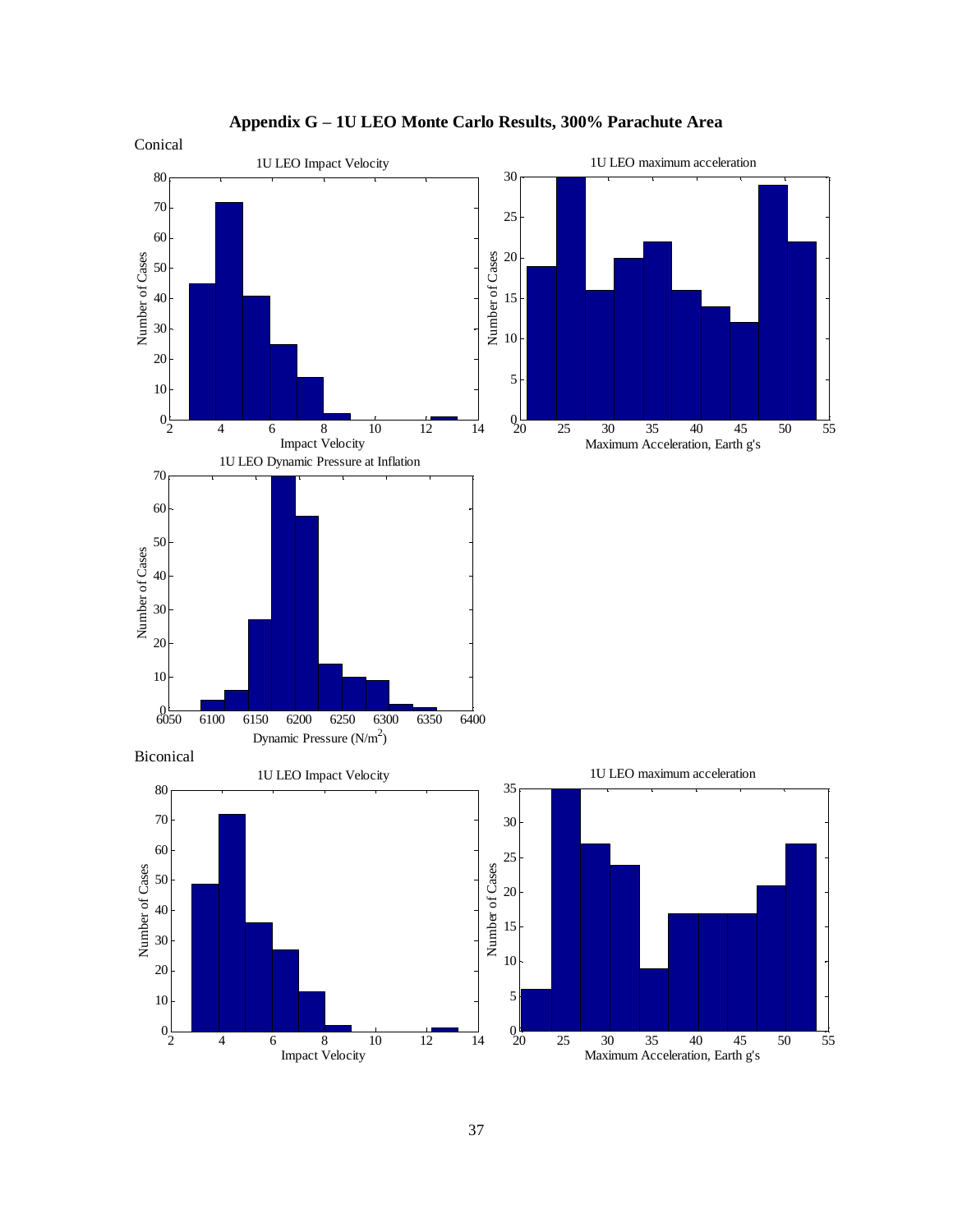# Appendix G – 1U LEO Monte Carlo Results, 300% Parachute Area

Conical

Biconical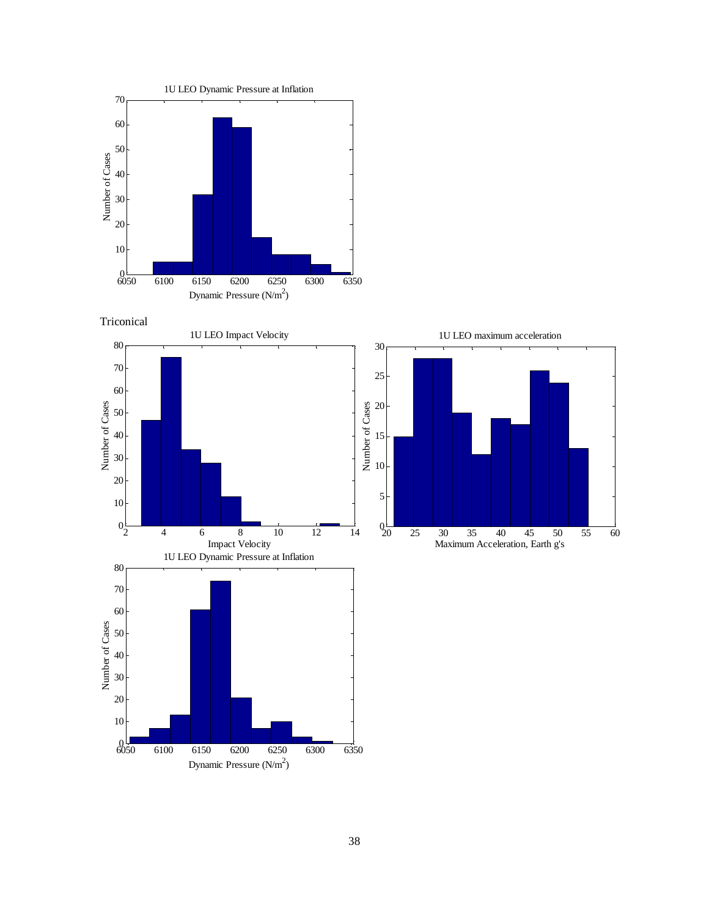Triconical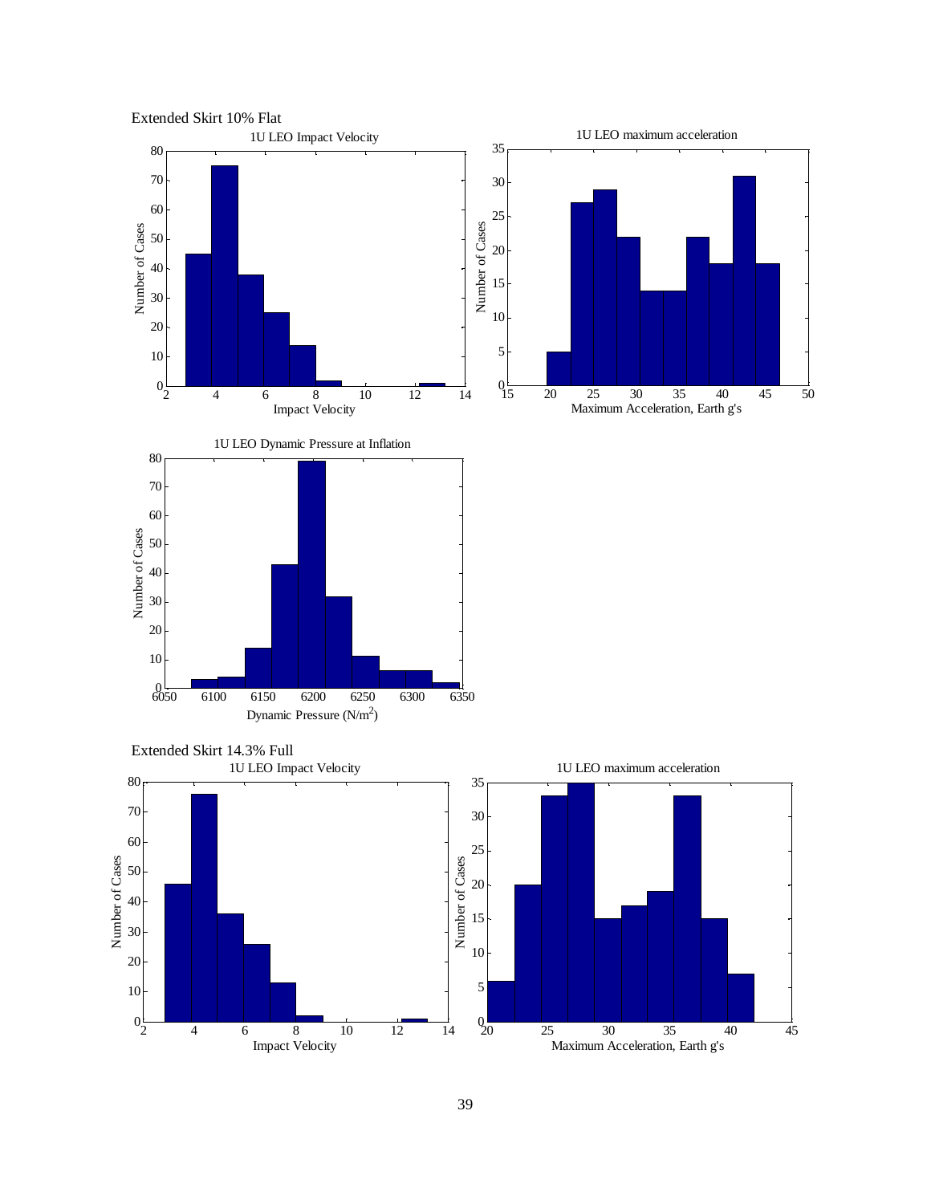Extended Skirt 10% Flat

Extended Skirt 14.3% Full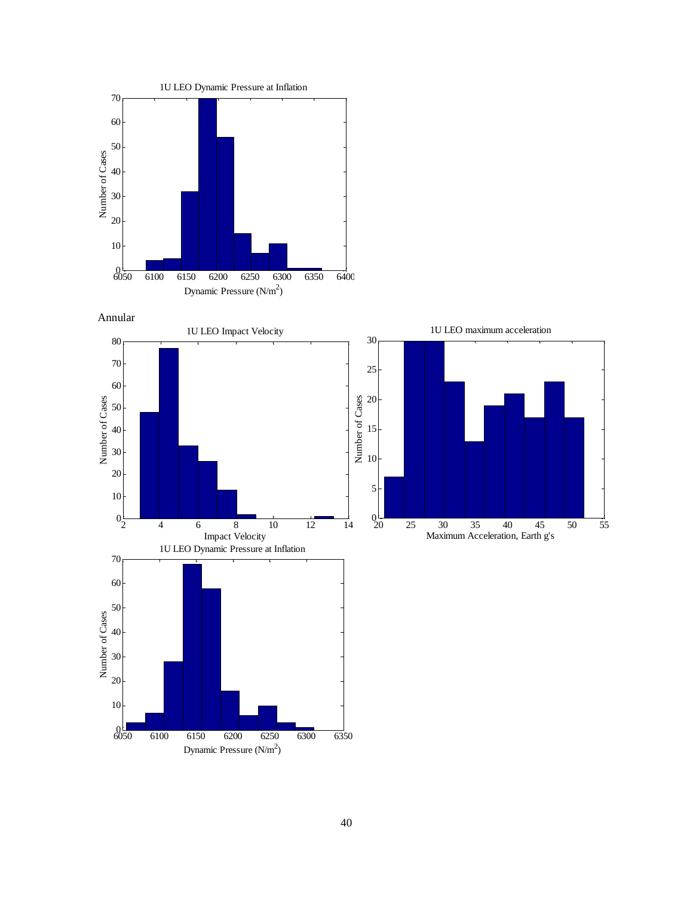Annular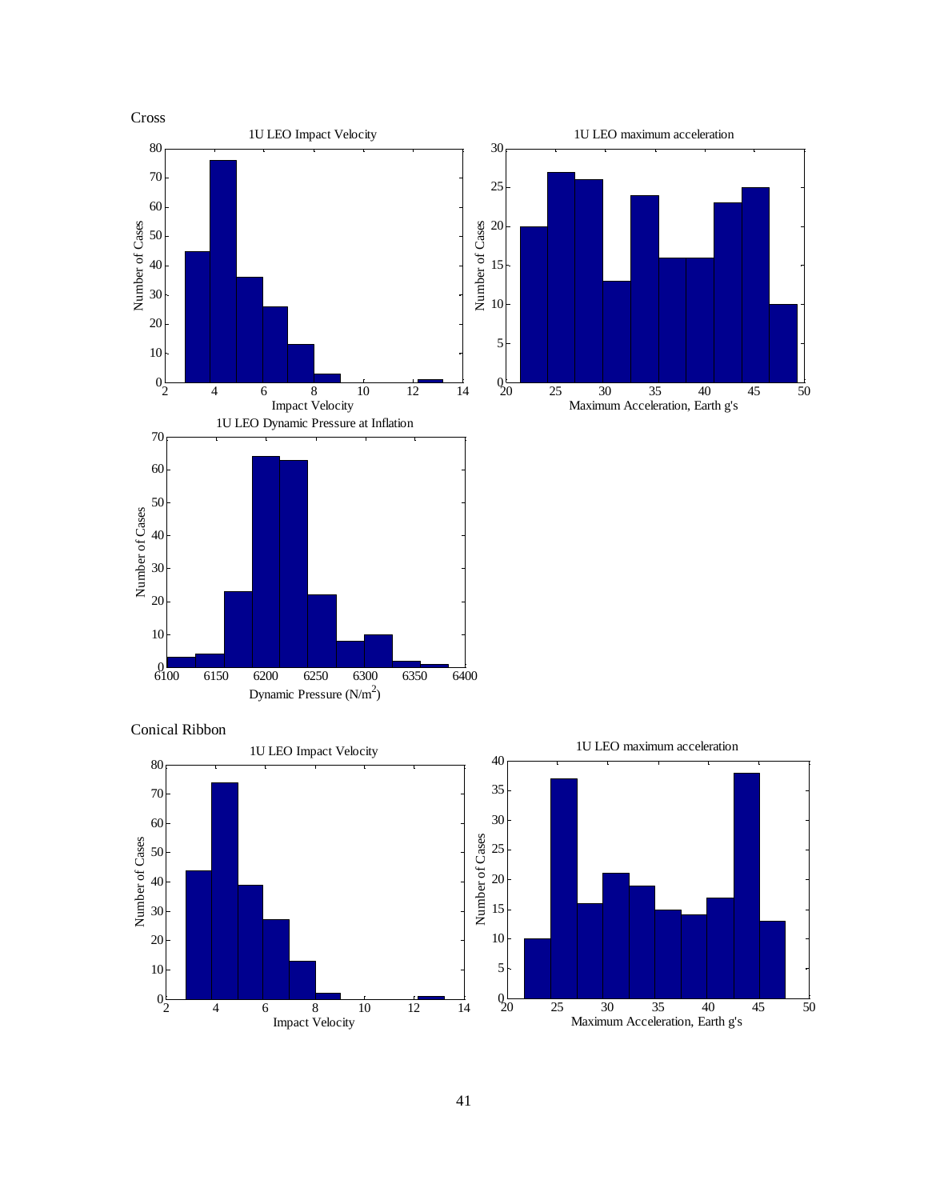Cross

Conical Ribbon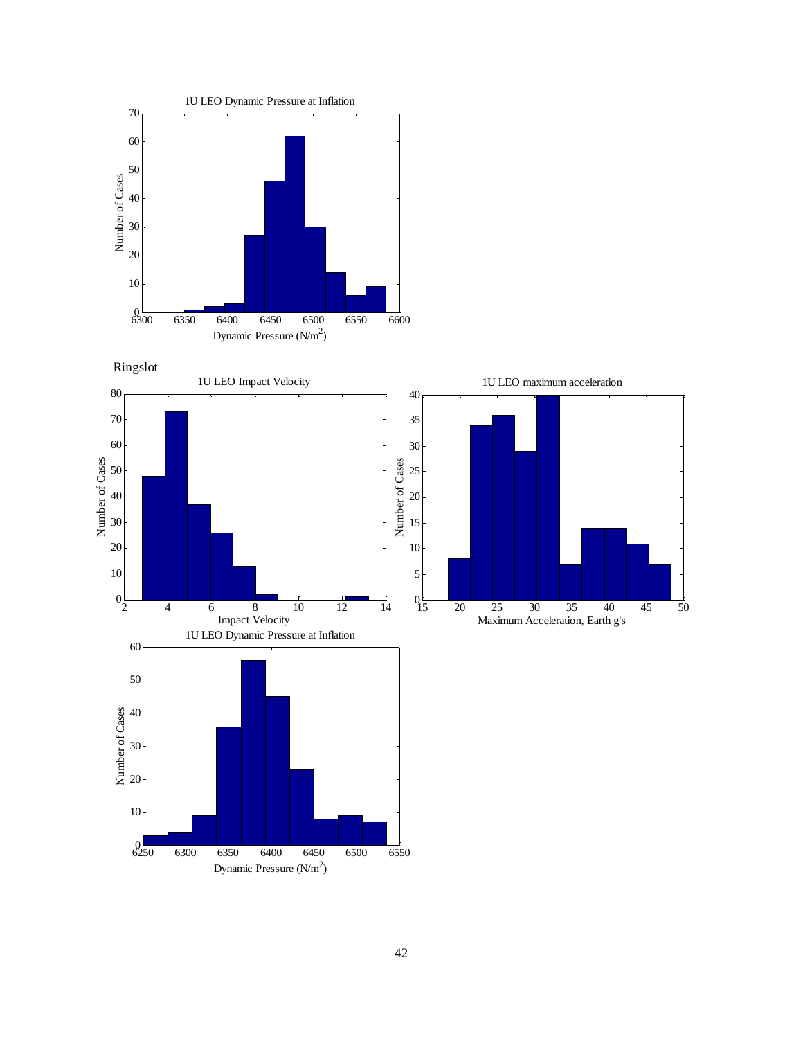1U LEO Dynamic Pressure at Inflation

Ringslot

1U LEO Impact Velocity

1U LEO maximum acceleration

1U LEO Dynamic Pressure at Inflation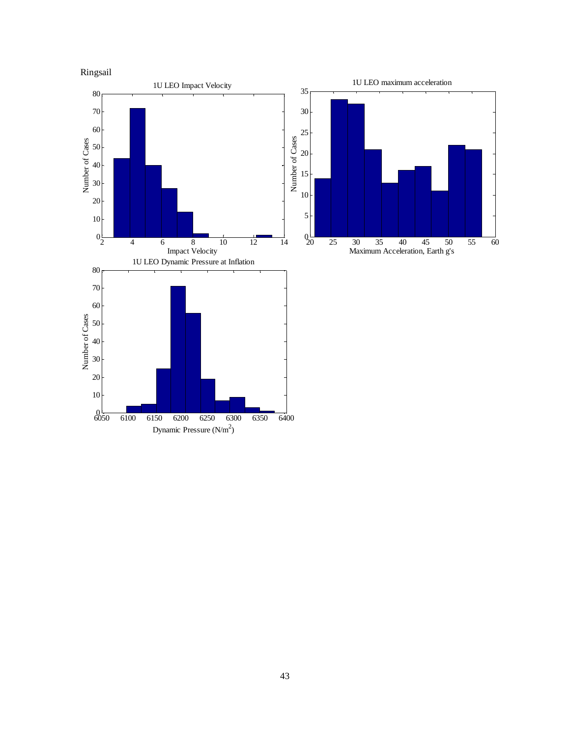Ringsail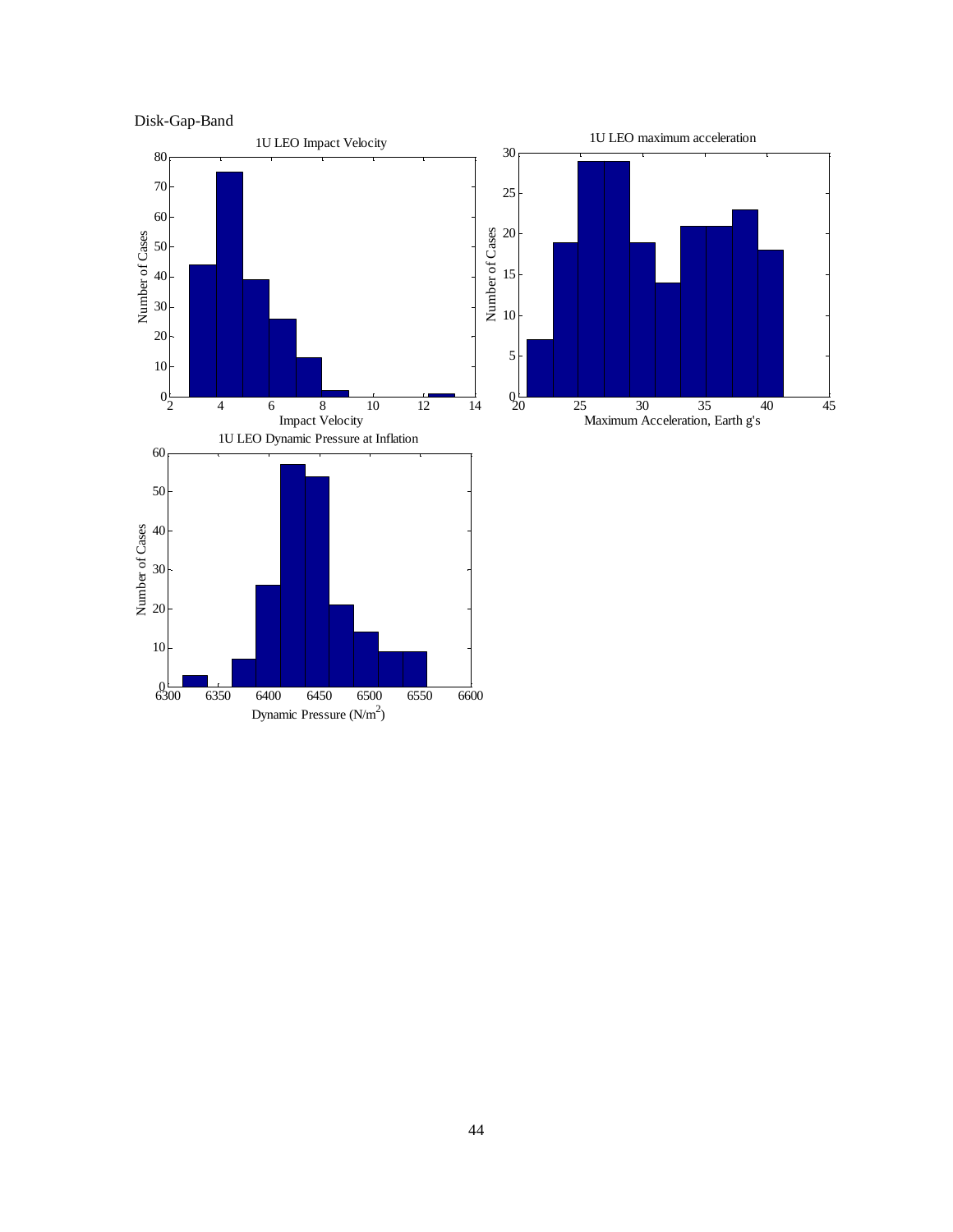Disk-Gap-Band

1U LEO Impact Velocity

80
70
60
50
40
30
20
10
0

Number of Cases

2 4 6 8 10 12 14

Impact Velocity

1U LEO maximum acceleration

30
25
20
15
10
5
0

Number of Cases

20 25 30 35 40 45

Maximum Acceleration, Earth g's

1U LEO Dynamic Pressure at Inflation

60
50
40
30
20
10
0

Number of Cases

6300 6350 6400 6450 6500 6550 6600

Dynamic Pressure ($N/m^2$)